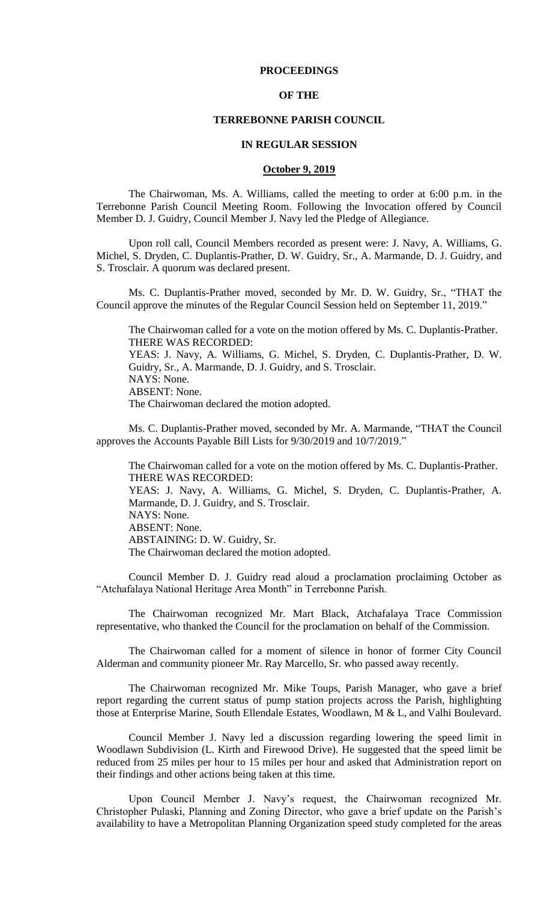**PROCEEDINGS**

**OF THE**

**TERREBONNE PARISH COUNCIL**

**IN REGULAR SESSION**

**October 9, 2019**

The Chairwoman, Ms. A. Williams, called the meeting to order at 6:00 p.m. in the Terrebonne Parish Council Meeting Room. Following the Invocation offered by Council Member D. J. Guidry, Council Member J. Navy led the Pledge of Allegiance.

Upon roll call, Council Members recorded as present were: J. Navy, A. Williams, G. Michel, S. Dryden, C. Duplantis-Prather, D. W. Guidry, Sr., A. Marmande, D. J. Guidry, and S. Trosclair. A quorum was declared present.

Ms. C. Duplantis-Prather moved, seconded by Mr. D. W. Guidry, Sr., "THAT the Council approve the minutes of the Regular Council Session held on September 11, 2019."

The Chairwoman called for a vote on the motion offered by Ms. C. Duplantis-Prather.
THERE WAS RECORDED:
YEAS: J. Navy, A. Williams, G. Michel, S. Dryden, C. Duplantis-Prather, D. W. Guidry, Sr., A. Marmande, D. J. Guidry, and S. Trosclair.
NAYS: None.
ABSENT: None.
The Chairwoman declared the motion adopted.

Ms. C. Duplantis-Prather moved, seconded by Mr. A. Marmande, "THAT the Council approves the Accounts Payable Bill Lists for 9/30/2019 and 10/7/2019."

The Chairwoman called for a vote on the motion offered by Ms. C. Duplantis-Prather.
THERE WAS RECORDED:
YEAS: J. Navy, A. Williams, G. Michel, S. Dryden, C. Duplantis-Prather, A. Marmande, D. J. Guidry, and S. Trosclair.
NAYS: None.
ABSENT: None.
ABSTAINING: D. W. Guidry, Sr.
The Chairwoman declared the motion adopted.

Council Member D. J. Guidry read aloud a proclamation proclaiming October as "Atchafalaya National Heritage Area Month" in Terrebonne Parish.

The Chairwoman recognized Mr. Mart Black, Atchafalaya Trace Commission representative, who thanked the Council for the proclamation on behalf of the Commission.

The Chairwoman called for a moment of silence in honor of former City Council Alderman and community pioneer Mr. Ray Marcello, Sr. who passed away recently.

The Chairwoman recognized Mr. Mike Toups, Parish Manager, who gave a brief report regarding the current status of pump station projects across the Parish, highlighting those at Enterprise Marine, South Ellendale Estates, Woodlawn, M & L, and Valhi Boulevard.

Council Member J. Navy led a discussion regarding lowering the speed limit in Woodlawn Subdivision (L. Kirth and Firewood Drive). He suggested that the speed limit be reduced from 25 miles per hour to 15 miles per hour and asked that Administration report on their findings and other actions being taken at this time.

Upon Council Member J. Navy's request, the Chairwoman recognized Mr. Christopher Pulaski, Planning and Zoning Director, who gave a brief update on the Parish's availability to have a Metropolitan Planning Organization speed study completed for the areas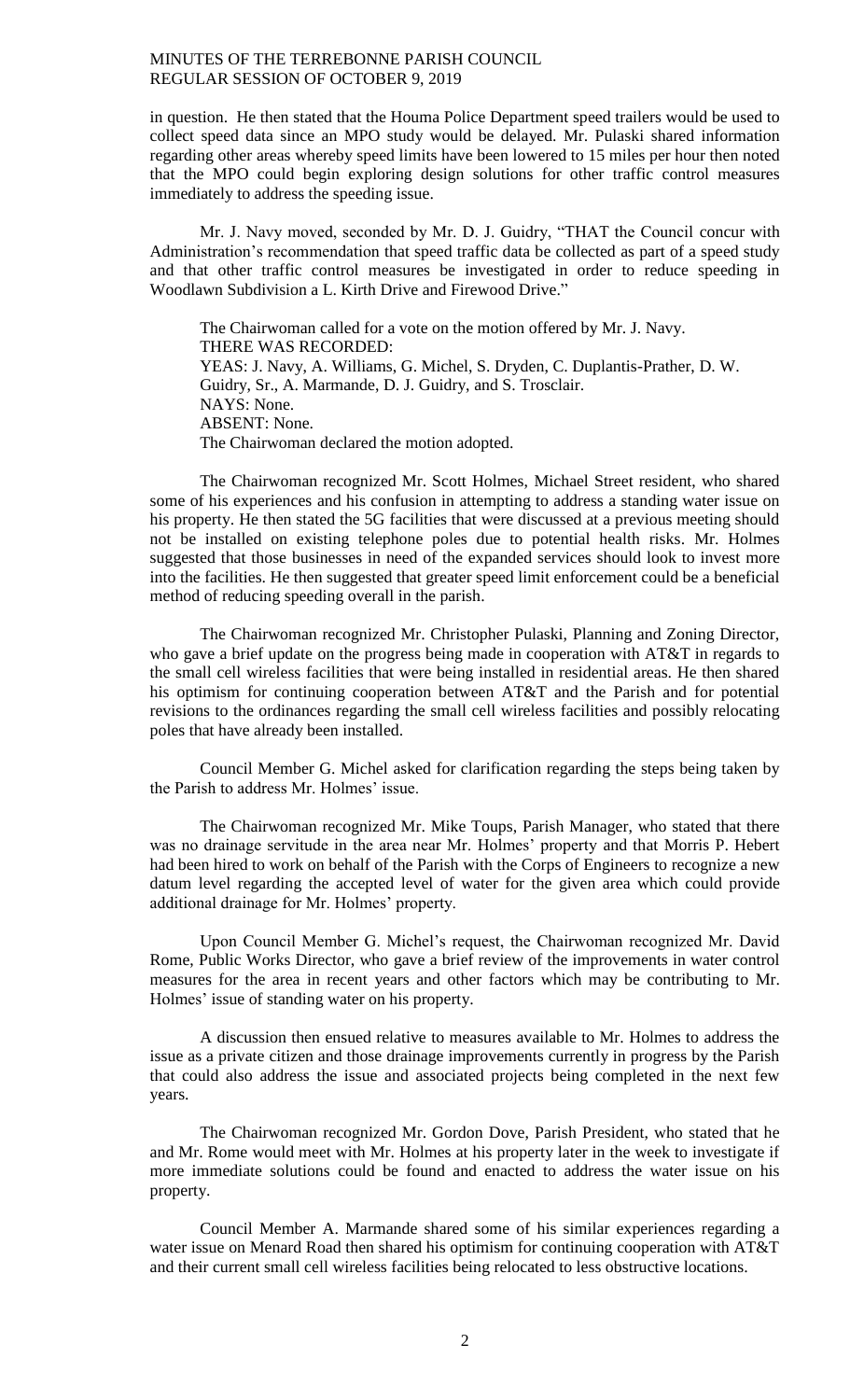in question. He then stated that the Houma Police Department speed trailers would be used to collect speed data since an MPO study would be delayed. Mr. Pulaski shared information regarding other areas whereby speed limits have been lowered to 15 miles per hour then noted that the MPO could begin exploring design solutions for other traffic control measures immediately to address the speeding issue.

Mr. J. Navy moved, seconded by Mr. D. J. Guidry, "THAT the Council concur with Administration's recommendation that speed traffic data be collected as part of a speed study and that other traffic control measures be investigated in order to reduce speeding in Woodlawn Subdivision a L. Kirth Drive and Firewood Drive."

The Chairwoman called for a vote on the motion offered by Mr. J. Navy.
THERE WAS RECORDED:
YEAS: J. Navy, A. Williams, G. Michel, S. Dryden, C. Duplantis-Prather, D. W. Guidry, Sr., A. Marmande, D. J. Guidry, and S. Trosclair.
NAYS: None.
ABSENT: None.
The Chairwoman declared the motion adopted.

The Chairwoman recognized Mr. Scott Holmes, Michael Street resident, who shared some of his experiences and his confusion in attempting to address a standing water issue on his property. He then stated the 5G facilities that were discussed at a previous meeting should not be installed on existing telephone poles due to potential health risks. Mr. Holmes suggested that those businesses in need of the expanded services should look to invest more into the facilities. He then suggested that greater speed limit enforcement could be a beneficial method of reducing speeding overall in the parish.

The Chairwoman recognized Mr. Christopher Pulaski, Planning and Zoning Director, who gave a brief update on the progress being made in cooperation with AT&T in regards to the small cell wireless facilities that were being installed in residential areas. He then shared his optimism for continuing cooperation between AT&T and the Parish and for potential revisions to the ordinances regarding the small cell wireless facilities and possibly relocating poles that have already been installed.

Council Member G. Michel asked for clarification regarding the steps being taken by the Parish to address Mr. Holmes' issue.

The Chairwoman recognized Mr. Mike Toups, Parish Manager, who stated that there was no drainage servitude in the area near Mr. Holmes' property and that Morris P. Hebert had been hired to work on behalf of the Parish with the Corps of Engineers to recognize a new datum level regarding the accepted level of water for the given area which could provide additional drainage for Mr. Holmes' property.

Upon Council Member G. Michel's request, the Chairwoman recognized Mr. David Rome, Public Works Director, who gave a brief review of the improvements in water control measures for the area in recent years and other factors which may be contributing to Mr. Holmes' issue of standing water on his property.

A discussion then ensued relative to measures available to Mr. Holmes to address the issue as a private citizen and those drainage improvements currently in progress by the Parish that could also address the issue and associated projects being completed in the next few years.

The Chairwoman recognized Mr. Gordon Dove, Parish President, who stated that he and Mr. Rome would meet with Mr. Holmes at his property later in the week to investigate if more immediate solutions could be found and enacted to address the water issue on his property.

Council Member A. Marmande shared some of his similar experiences regarding a water issue on Menard Road then shared his optimism for continuing cooperation with AT&T and their current small cell wireless facilities being relocated to less obstructive locations.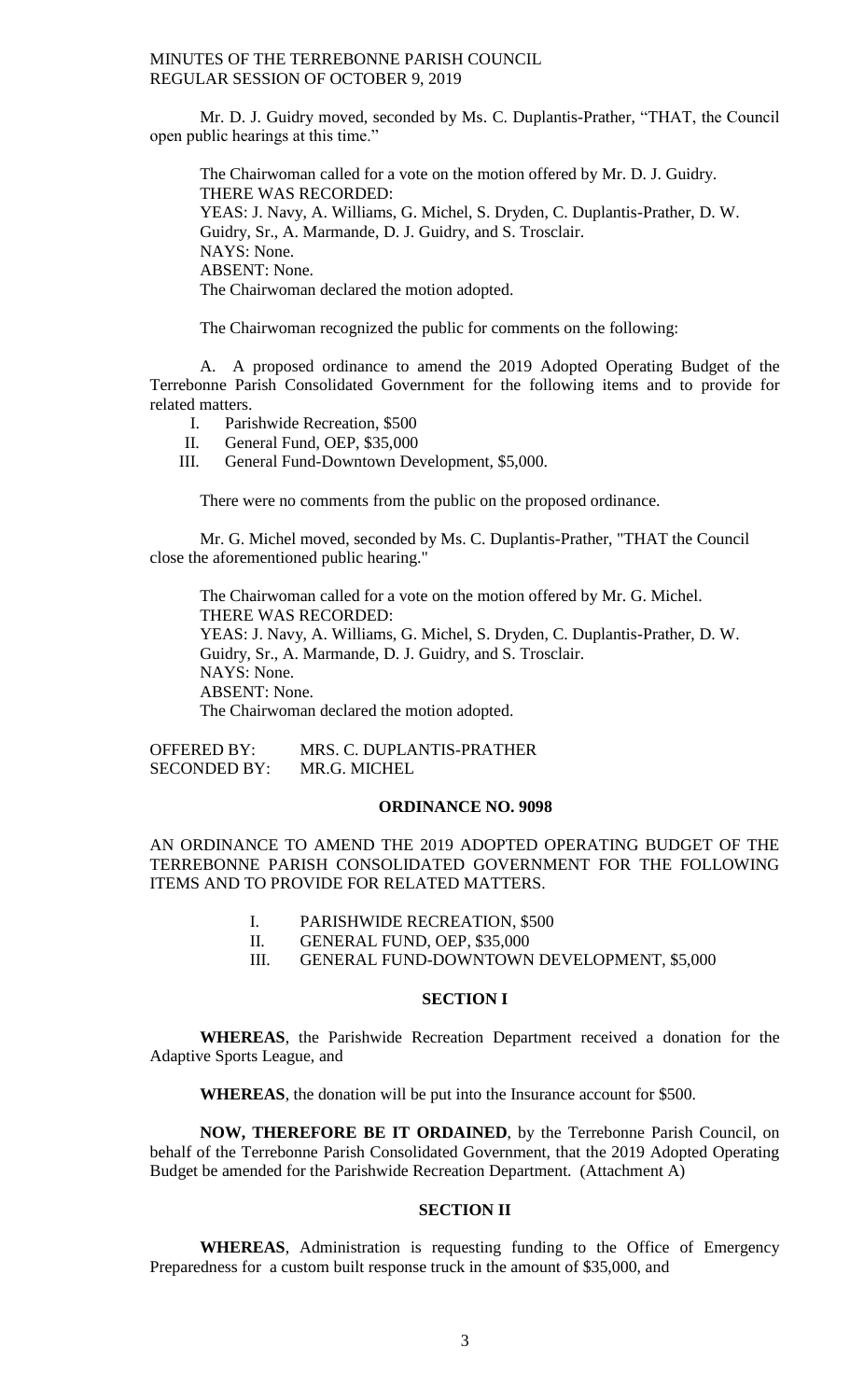Mr. D. J. Guidry moved, seconded by Ms. C. Duplantis-Prather, "THAT, the Council open public hearings at this time."

The Chairwoman called for a vote on the motion offered by Mr. D. J. Guidry.
THERE WAS RECORDED:
YEAS: J. Navy, A. Williams, G. Michel, S. Dryden, C. Duplantis-Prather, D. W. Guidry, Sr., A. Marmande, D. J. Guidry, and S. Trosclair.
NAYS: None.
ABSENT: None.
The Chairwoman declared the motion adopted.

The Chairwoman recognized the public for comments on the following:

A. A proposed ordinance to amend the 2019 Adopted Operating Budget of the Terrebonne Parish Consolidated Government for the following items and to provide for related matters.

I. Parishwide Recreation, $500
II. General Fund, OEP, $35,000
III. General Fund-Downtown Development, $5,000.

There were no comments from the public on the proposed ordinance.

Mr. G. Michel moved, seconded by Ms. C. Duplantis-Prather, "THAT the Council close the aforementioned public hearing."

The Chairwoman called for a vote on the motion offered by Mr. G. Michel.
THERE WAS RECORDED:
YEAS: J. Navy, A. Williams, G. Michel, S. Dryden, C. Duplantis-Prather, D. W. Guidry, Sr., A. Marmande, D. J. Guidry, and S. Trosclair.
NAYS: None.
ABSENT: None.
The Chairwoman declared the motion adopted.

OFFERED BY: MRS. C. DUPLANTIS-PRATHER
SECONDED BY: MR.G. MICHEL

**ORDINANCE NO. 9098**

AN ORDINANCE TO AMEND THE 2019 ADOPTED OPERATING BUDGET OF THE TERREBONNE PARISH CONSOLIDATED GOVERNMENT FOR THE FOLLOWING ITEMS AND TO PROVIDE FOR RELATED MATTERS.

I. PARISHWIDE RECREATION, $500
II. GENERAL FUND, OEP, $35,000
III. GENERAL FUND-DOWNTOWN DEVELOPMENT, $5,000

**SECTION I**

**WHEREAS**, the Parishwide Recreation Department received a donation for the Adaptive Sports League, and

**WHEREAS**, the donation will be put into the Insurance account for $500.

**NOW, THEREFORE BE IT ORDAINED**, by the Terrebonne Parish Council, on behalf of the Terrebonne Parish Consolidated Government, that the 2019 Adopted Operating Budget be amended for the Parishwide Recreation Department. (Attachment A)

**SECTION II**

**WHEREAS**, Administration is requesting funding to the Office of Emergency Preparedness for a custom built response truck in the amount of $35,000, and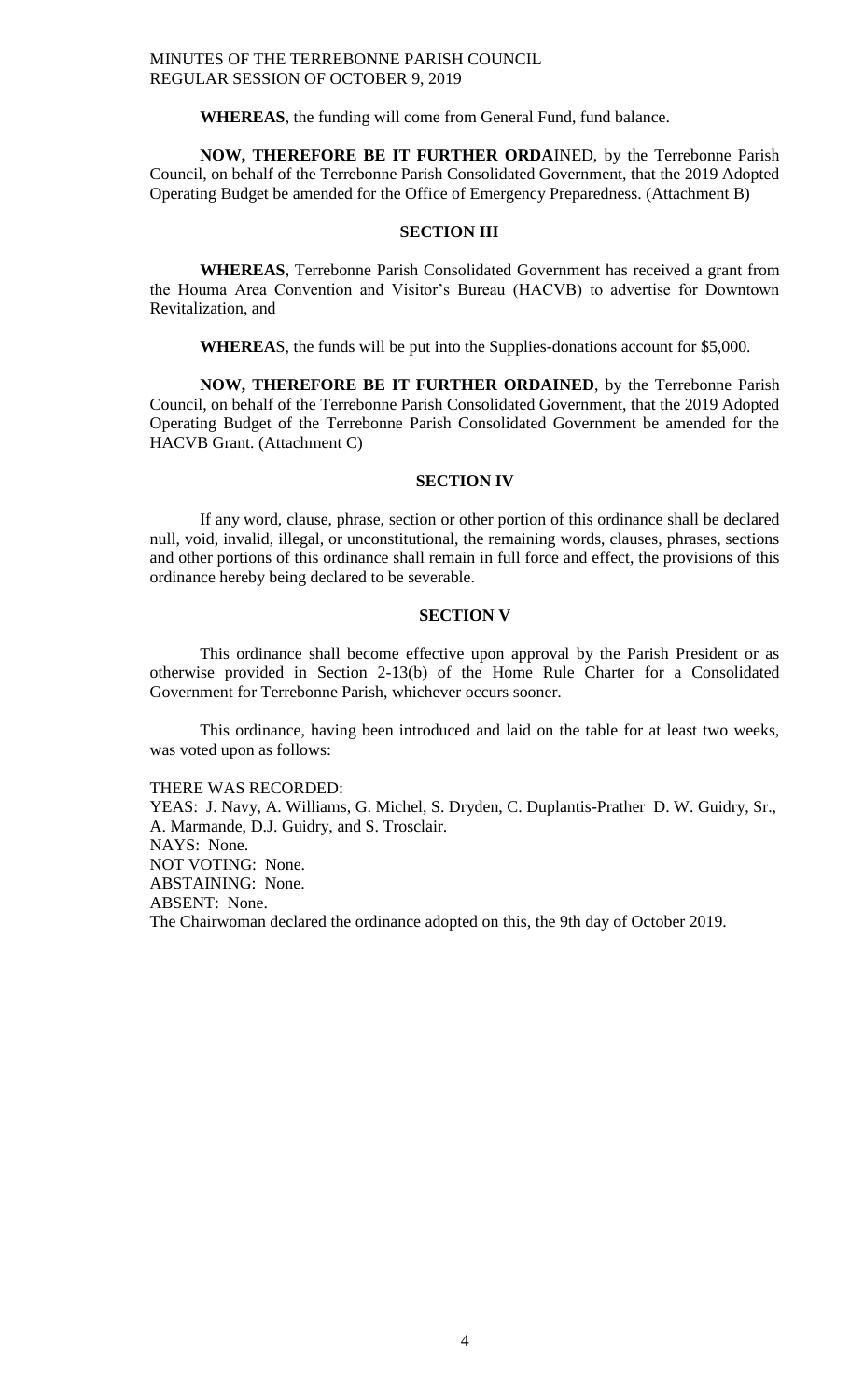**WHEREAS**, the funding will come from General Fund, fund balance.

**NOW, THEREFORE BE IT FURTHER ORDA**INED, by the Terrebonne Parish Council, on behalf of the Terrebonne Parish Consolidated Government, that the 2019 Adopted Operating Budget be amended for the Office of Emergency Preparedness. (Attachment B)

### SECTION III

**WHEREAS**, Terrebonne Parish Consolidated Government has received a grant from the Houma Area Convention and Visitor's Bureau (HACVB) to advertise for Downtown Revitalization, and

**WHEREA**S, the funds will be put into the Supplies-donations account for $5,000.

**NOW, THEREFORE BE IT FURTHER ORDAINED**, by the Terrebonne Parish Council, on behalf of the Terrebonne Parish Consolidated Government, that the 2019 Adopted Operating Budget of the Terrebonne Parish Consolidated Government be amended for the HACVB Grant. (Attachment C)

### SECTION IV

If any word, clause, phrase, section or other portion of this ordinance shall be declared null, void, invalid, illegal, or unconstitutional, the remaining words, clauses, phrases, sections and other portions of this ordinance shall remain in full force and effect, the provisions of this ordinance hereby being declared to be severable.

### SECTION V

This ordinance shall become effective upon approval by the Parish President or as otherwise provided in Section 2-13(b) of the Home Rule Charter for a Consolidated Government for Terrebonne Parish, whichever occurs sooner.

This ordinance, having been introduced and laid on the table for at least two weeks, was voted upon as follows:

THERE WAS RECORDED:
YEAS: J. Navy, A. Williams, G. Michel, S. Dryden, C. Duplantis-Prather D. W. Guidry, Sr., A. Marmande, D.J. Guidry, and S. Trosclair.
NAYS: None.
NOT VOTING: None.
ABSTAINING: None.
ABSENT: None.
The Chairwoman declared the ordinance adopted on this, the 9th day of October 2019.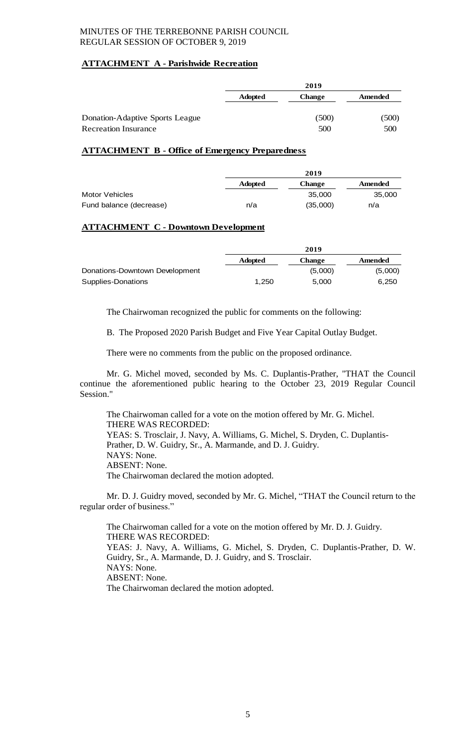**ATTACHMENT A - Parishwide Recreation**

| | 2019 | | |
|---|---|---|---|
| | **Adopted** | **Change** | **Amended** |
| Donation-Adaptive Sports League | | (500) | (500) |
| Recreation Insurance | | 500 | 500 |

**ATTACHMENT B - Office of Emergency Preparedness**

| | 2019 | | |
|---|---|---|---|
| | **Adopted** | **Change** | **Amended** |
| Motor Vehicles | | 35,000 | 35,000 |
| Fund balance (decrease) | n/a | (35,000) | n/a |

**ATTACHMENT C - Downtown Development**

| | 2019 | | |
|---|---|---|---|
| | **Adopted** | **Change** | **Amended** |
| Donations-Downtown Development | | (5,000) | (5,000) |
| Supplies-Donations | 1,250 | 5,000 | 6,250 |

The Chairwoman recognized the public for comments on the following:

B. The Proposed 2020 Parish Budget and Five Year Capital Outlay Budget.

There were no comments from the public on the proposed ordinance.

Mr. G. Michel moved, seconded by Ms. C. Duplantis-Prather, "THAT the Council continue the aforementioned public hearing to the October 23, 2019 Regular Council Session."

The Chairwoman called for a vote on the motion offered by Mr. G. Michel.
THERE WAS RECORDED:
YEAS: S. Trosclair, J. Navy, A. Williams, G. Michel, S. Dryden, C. Duplantis-Prather, D. W. Guidry, Sr., A. Marmande, and D. J. Guidry.
NAYS: None.
ABSENT: None.
The Chairwoman declared the motion adopted.

Mr. D. J. Guidry moved, seconded by Mr. G. Michel, "THAT the Council return to the regular order of business."

The Chairwoman called for a vote on the motion offered by Mr. D. J. Guidry.
THERE WAS RECORDED:
YEAS: J. Navy, A. Williams, G. Michel, S. Dryden, C. Duplantis-Prather, D. W. Guidry, Sr., A. Marmande, D. J. Guidry, and S. Trosclair.
NAYS: None.
ABSENT: None.
The Chairwoman declared the motion adopted.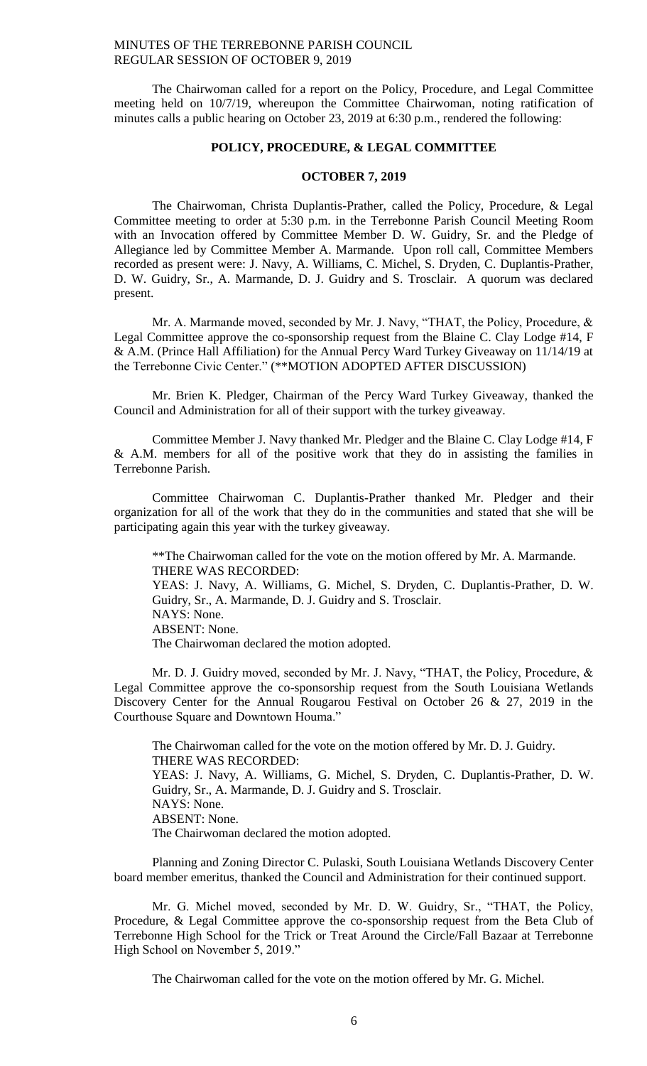The Chairwoman called for a report on the Policy, Procedure, and Legal Committee meeting held on 10/7/19, whereupon the Committee Chairwoman, noting ratification of minutes calls a public hearing on October 23, 2019 at 6:30 p.m., rendered the following:

## POLICY, PROCEDURE, & LEGAL COMMITTEE

### OCTOBER 7, 2019

The Chairwoman, Christa Duplantis-Prather, called the Policy, Procedure, & Legal Committee meeting to order at 5:30 p.m. in the Terrebonne Parish Council Meeting Room with an Invocation offered by Committee Member D. W. Guidry, Sr. and the Pledge of Allegiance led by Committee Member A. Marmande. Upon roll call, Committee Members recorded as present were: J. Navy, A. Williams, C. Michel, S. Dryden, C. Duplantis-Prather, D. W. Guidry, Sr., A. Marmande, D. J. Guidry and S. Trosclair. A quorum was declared present.

Mr. A. Marmande moved, seconded by Mr. J. Navy, "THAT, the Policy, Procedure, & Legal Committee approve the co-sponsorship request from the Blaine C. Clay Lodge #14, F & A.M. (Prince Hall Affiliation) for the Annual Percy Ward Turkey Giveaway on 11/14/19 at the Terrebonne Civic Center." (**MOTION ADOPTED AFTER DISCUSSION)

Mr. Brien K. Pledger, Chairman of the Percy Ward Turkey Giveaway, thanked the Council and Administration for all of their support with the turkey giveaway.

Committee Member J. Navy thanked Mr. Pledger and the Blaine C. Clay Lodge #14, F & A.M. members for all of the positive work that they do in assisting the families in Terrebonne Parish.

Committee Chairwoman C. Duplantis-Prather thanked Mr. Pledger and their organization for all of the work that they do in the communities and stated that she will be participating again this year with the turkey giveaway.

**The Chairwoman called for the vote on the motion offered by Mr. A. Marmande.
THERE WAS RECORDED:
YEAS: J. Navy, A. Williams, G. Michel, S. Dryden, C. Duplantis-Prather, D. W. Guidry, Sr., A. Marmande, D. J. Guidry and S. Trosclair.
NAYS: None.
ABSENT: None.
The Chairwoman declared the motion adopted.

Mr. D. J. Guidry moved, seconded by Mr. J. Navy, "THAT, the Policy, Procedure, & Legal Committee approve the co-sponsorship request from the South Louisiana Wetlands Discovery Center for the Annual Rougarou Festival on October 26 & 27, 2019 in the Courthouse Square and Downtown Houma."

The Chairwoman called for the vote on the motion offered by Mr. D. J. Guidry.
THERE WAS RECORDED:
YEAS: J. Navy, A. Williams, G. Michel, S. Dryden, C. Duplantis-Prather, D. W. Guidry, Sr., A. Marmande, D. J. Guidry and S. Trosclair.
NAYS: None.
ABSENT: None.
The Chairwoman declared the motion adopted.

Planning and Zoning Director C. Pulaski, South Louisiana Wetlands Discovery Center board member emeritus, thanked the Council and Administration for their continued support.

Mr. G. Michel moved, seconded by Mr. D. W. Guidry, Sr., "THAT, the Policy, Procedure, & Legal Committee approve the co-sponsorship request from the Beta Club of Terrebonne High School for the Trick or Treat Around the Circle/Fall Bazaar at Terrebonne High School on November 5, 2019."

The Chairwoman called for the vote on the motion offered by Mr. G. Michel.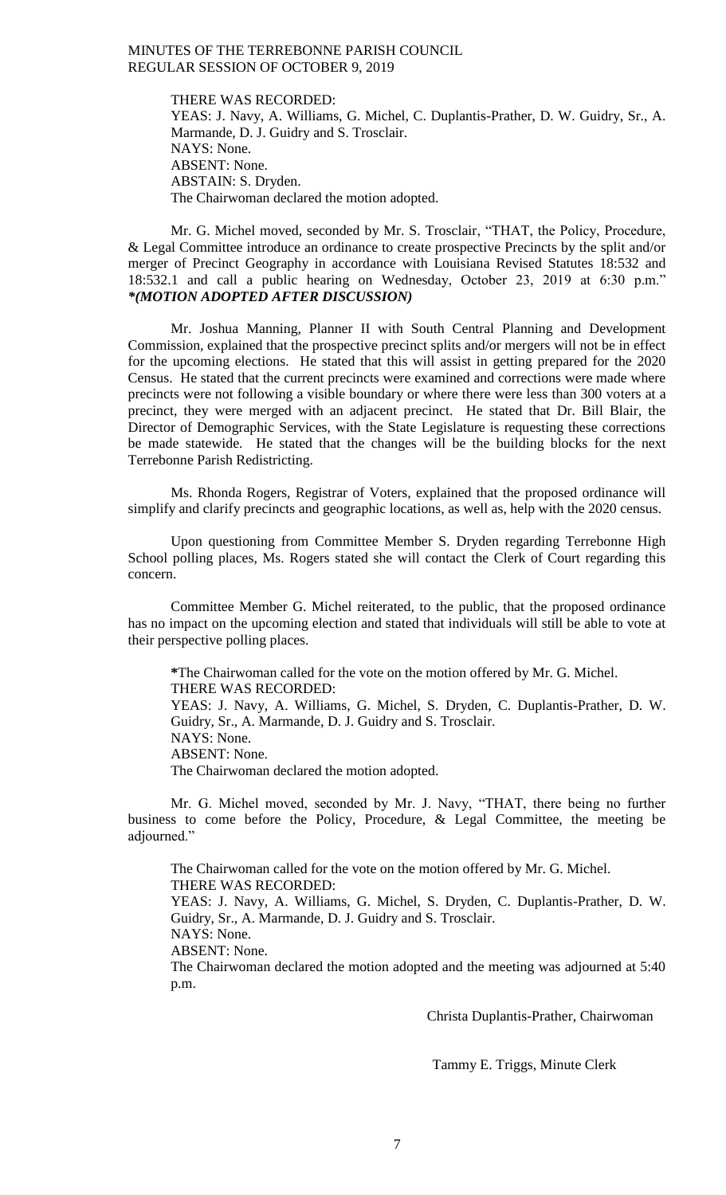THERE WAS RECORDED:
YEAS: J. Navy, A. Williams, G. Michel, C. Duplantis-Prather, D. W. Guidry, Sr., A. Marmande, D. J. Guidry and S. Trosclair.
NAYS: None.
ABSENT: None.
ABSTAIN: S. Dryden.
The Chairwoman declared the motion adopted.

Mr. G. Michel moved, seconded by Mr. S. Trosclair, "THAT, the Policy, Procedure, & Legal Committee introduce an ordinance to create prospective Precincts by the split and/or merger of Precinct Geography in accordance with Louisiana Revised Statutes 18:532 and 18:532.1 and call a public hearing on Wednesday, October 23, 2019 at 6:30 p.m." ***(MOTION ADOPTED AFTER DISCUSSION)***

Mr. Joshua Manning, Planner II with South Central Planning and Development Commission, explained that the prospective precinct splits and/or mergers will not be in effect for the upcoming elections. He stated that this will assist in getting prepared for the 2020 Census. He stated that the current precincts were examined and corrections were made where precincts were not following a visible boundary or where there were less than 300 voters at a precinct, they were merged with an adjacent precinct. He stated that Dr. Bill Blair, the Director of Demographic Services, with the State Legislature is requesting these corrections be made statewide. He stated that the changes will be the building blocks for the next Terrebonne Parish Redistricting.

Ms. Rhonda Rogers, Registrar of Voters, explained that the proposed ordinance will simplify and clarify precincts and geographic locations, as well as, help with the 2020 census.

Upon questioning from Committee Member S. Dryden regarding Terrebonne High School polling places, Ms. Rogers stated she will contact the Clerk of Court regarding this concern.

Committee Member G. Michel reiterated, to the public, that the proposed ordinance has no impact on the upcoming election and stated that individuals will still be able to vote at their perspective polling places.

**\***The Chairwoman called for the vote on the motion offered by Mr. G. Michel.
THERE WAS RECORDED:
YEAS: J. Navy, A. Williams, G. Michel, S. Dryden, C. Duplantis-Prather, D. W. Guidry, Sr., A. Marmande, D. J. Guidry and S. Trosclair.
NAYS: None.
ABSENT: None.
The Chairwoman declared the motion adopted.

Mr. G. Michel moved, seconded by Mr. J. Navy, "THAT, there being no further business to come before the Policy, Procedure, & Legal Committee, the meeting be adjourned."

The Chairwoman called for the vote on the motion offered by Mr. G. Michel.
THERE WAS RECORDED:
YEAS: J. Navy, A. Williams, G. Michel, S. Dryden, C. Duplantis-Prather, D. W. Guidry, Sr., A. Marmande, D. J. Guidry and S. Trosclair.
NAYS: None.
ABSENT: None.
The Chairwoman declared the motion adopted and the meeting was adjourned at 5:40 p.m.

Christa Duplantis-Prather, Chairwoman

Tammy E. Triggs, Minute Clerk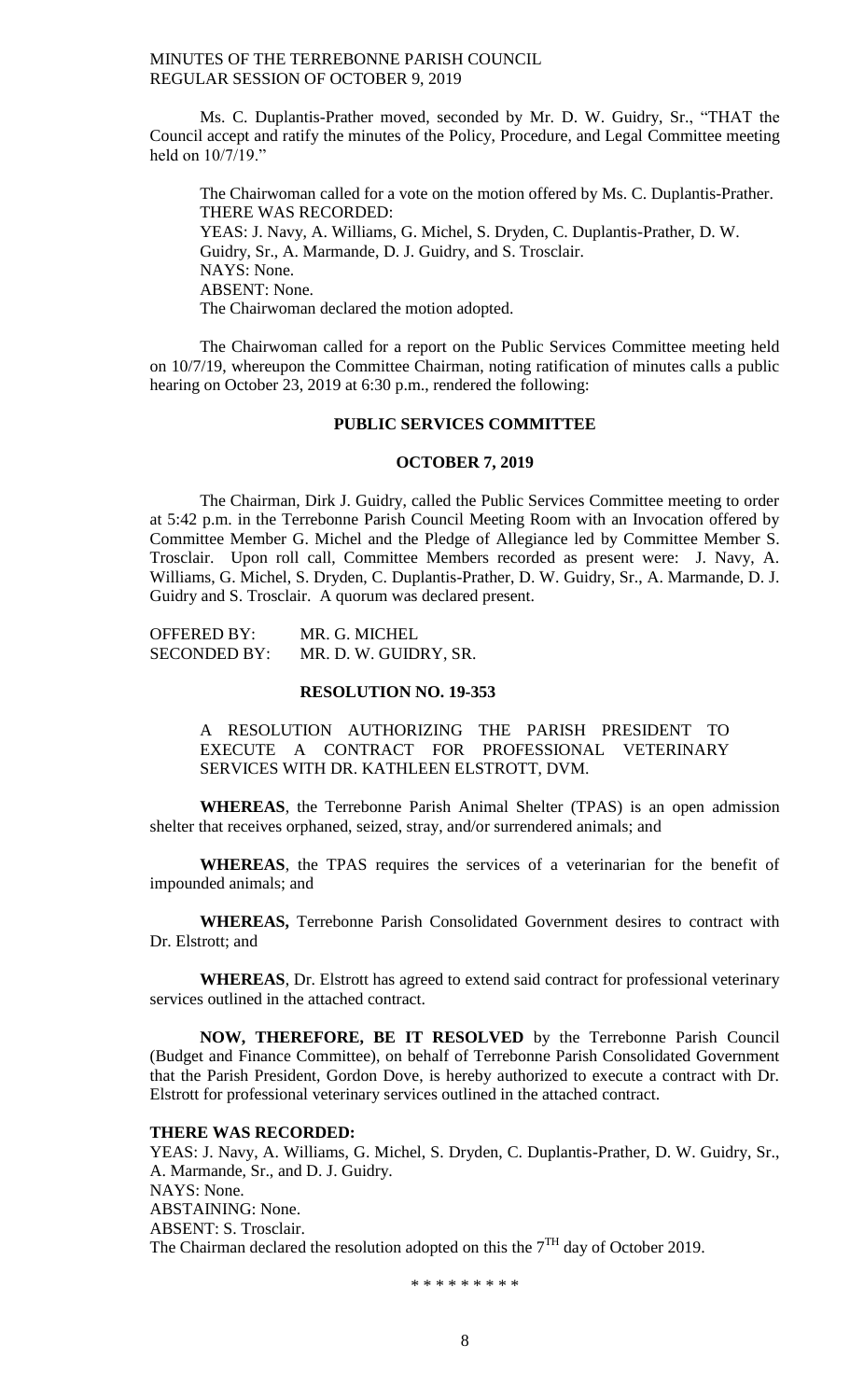Ms. C. Duplantis-Prather moved, seconded by Mr. D. W. Guidry, Sr., "THAT the Council accept and ratify the minutes of the Policy, Procedure, and Legal Committee meeting held on 10/7/19."

The Chairwoman called for a vote on the motion offered by Ms. C. Duplantis-Prather.
THERE WAS RECORDED:
YEAS: J. Navy, A. Williams, G. Michel, S. Dryden, C. Duplantis-Prather, D. W. Guidry, Sr., A. Marmande, D. J. Guidry, and S. Trosclair.
NAYS: None.
ABSENT: None.
The Chairwoman declared the motion adopted.

The Chairwoman called for a report on the Public Services Committee meeting held on 10/7/19, whereupon the Committee Chairman, noting ratification of minutes calls a public hearing on October 23, 2019 at 6:30 p.m., rendered the following:

## PUBLIC SERVICES COMMITTEE

### OCTOBER 7, 2019

The Chairman, Dirk J. Guidry, called the Public Services Committee meeting to order at 5:42 p.m. in the Terrebonne Parish Council Meeting Room with an Invocation offered by Committee Member G. Michel and the Pledge of Allegiance led by Committee Member S. Trosclair. Upon roll call, Committee Members recorded as present were: J. Navy, A. Williams, G. Michel, S. Dryden, C. Duplantis-Prather, D. W. Guidry, Sr., A. Marmande, D. J. Guidry and S. Trosclair. A quorum was declared present.

OFFERED BY: MR. G. MICHEL
SECONDED BY: MR. D. W. GUIDRY, SR.

### RESOLUTION NO. 19-353

A RESOLUTION AUTHORIZING THE PARISH PRESIDENT TO EXECUTE A CONTRACT FOR PROFESSIONAL VETERINARY SERVICES WITH DR. KATHLEEN ELSTROTT, DVM.

**WHEREAS**, the Terrebonne Parish Animal Shelter (TPAS) is an open admission shelter that receives orphaned, seized, stray, and/or surrendered animals; and

**WHEREAS**, the TPAS requires the services of a veterinarian for the benefit of impounded animals; and

**WHEREAS,** Terrebonne Parish Consolidated Government desires to contract with Dr. Elstrott; and

**WHEREAS**, Dr. Elstrott has agreed to extend said contract for professional veterinary services outlined in the attached contract.

**NOW, THEREFORE, BE IT RESOLVED** by the Terrebonne Parish Council (Budget and Finance Committee), on behalf of Terrebonne Parish Consolidated Government that the Parish President, Gordon Dove, is hereby authorized to execute a contract with Dr. Elstrott for professional veterinary services outlined in the attached contract.

**THERE WAS RECORDED:**
YEAS: J. Navy, A. Williams, G. Michel, S. Dryden, C. Duplantis-Prather, D. W. Guidry, Sr., A. Marmande, Sr., and D. J. Guidry.
NAYS: None.
ABSTAINING: None.
ABSENT: S. Trosclair.
The Chairman declared the resolution adopted on this the 7[TH] day of October 2019.

\* \* \* \* \* \* \* \* \*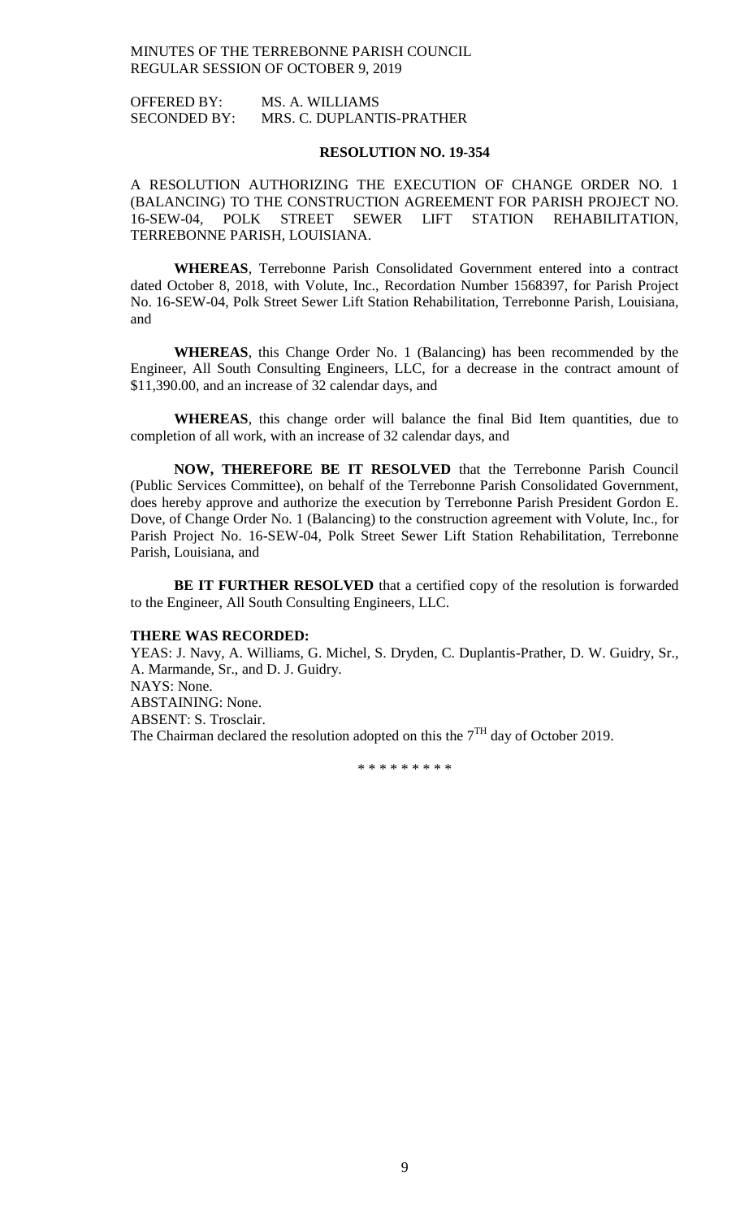OFFERED BY: MS. A. WILLIAMS
SECONDED BY: MRS. C. DUPLANTIS-PRATHER

**RESOLUTION NO. 19-354**

A RESOLUTION AUTHORIZING THE EXECUTION OF CHANGE ORDER NO. 1 (BALANCING) TO THE CONSTRUCTION AGREEMENT FOR PARISH PROJECT NO. 16-SEW-04, POLK STREET SEWER LIFT STATION REHABILITATION, TERREBONNE PARISH, LOUISIANA.

**WHEREAS**, Terrebonne Parish Consolidated Government entered into a contract dated October 8, 2018, with Volute, Inc., Recordation Number 1568397, for Parish Project No. 16-SEW-04, Polk Street Sewer Lift Station Rehabilitation, Terrebonne Parish, Louisiana, and

**WHEREAS**, this Change Order No. 1 (Balancing) has been recommended by the Engineer, All South Consulting Engineers, LLC, for a decrease in the contract amount of $11,390.00, and an increase of 32 calendar days, and

**WHEREAS**, this change order will balance the final Bid Item quantities, due to completion of all work, with an increase of 32 calendar days, and

**NOW, THEREFORE BE IT RESOLVED** that the Terrebonne Parish Council (Public Services Committee), on behalf of the Terrebonne Parish Consolidated Government, does hereby approve and authorize the execution by Terrebonne Parish President Gordon E. Dove, of Change Order No. 1 (Balancing) to the construction agreement with Volute, Inc., for Parish Project No. 16-SEW-04, Polk Street Sewer Lift Station Rehabilitation, Terrebonne Parish, Louisiana, and

**BE IT FURTHER RESOLVED** that a certified copy of the resolution is forwarded to the Engineer, All South Consulting Engineers, LLC.

**THERE WAS RECORDED:**
YEAS: J. Navy, A. Williams, G. Michel, S. Dryden, C. Duplantis-Prather, D. W. Guidry, Sr., A. Marmande, Sr., and D. J. Guidry.
NAYS: None.
ABSTAINING: None.
ABSENT: S. Trosclair.
The Chairman declared the resolution adopted on this the 7TH day of October 2019.

\* \* \* \* \* \* \* \* \*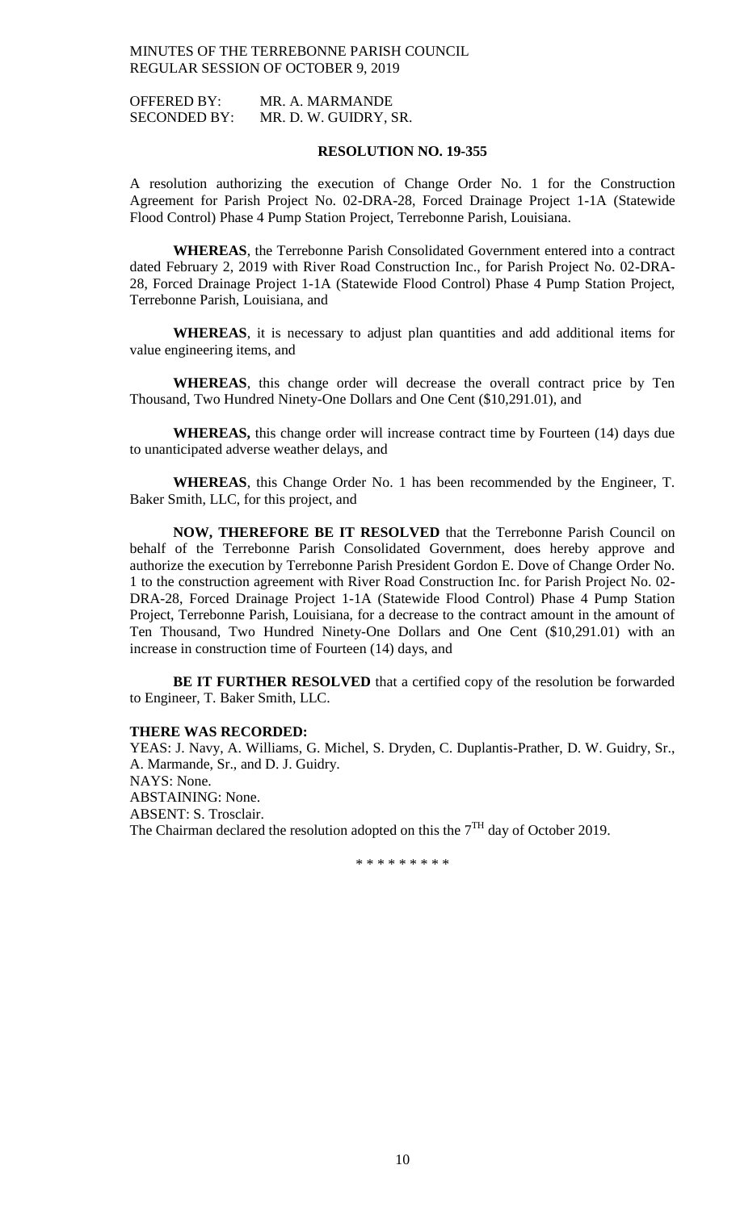OFFERED BY: MR. A. MARMANDE
SECONDED BY: MR. D. W. GUIDRY, SR.

**RESOLUTION NO. 19-355**

A resolution authorizing the execution of Change Order No. 1 for the Construction Agreement for Parish Project No. 02-DRA-28, Forced Drainage Project 1-1A (Statewide Flood Control) Phase 4 Pump Station Project, Terrebonne Parish, Louisiana.

**WHEREAS**, the Terrebonne Parish Consolidated Government entered into a contract dated February 2, 2019 with River Road Construction Inc., for Parish Project No. 02-DRA-28, Forced Drainage Project 1-1A (Statewide Flood Control) Phase 4 Pump Station Project, Terrebonne Parish, Louisiana, and

**WHEREAS**, it is necessary to adjust plan quantities and add additional items for value engineering items, and

**WHEREAS**, this change order will decrease the overall contract price by Ten Thousand, Two Hundred Ninety-One Dollars and One Cent ($10,291.01), and

**WHEREAS,** this change order will increase contract time by Fourteen (14) days due to unanticipated adverse weather delays, and

**WHEREAS**, this Change Order No. 1 has been recommended by the Engineer, T. Baker Smith, LLC, for this project, and

**NOW, THEREFORE BE IT RESOLVED** that the Terrebonne Parish Council on behalf of the Terrebonne Parish Consolidated Government, does hereby approve and authorize the execution by Terrebonne Parish President Gordon E. Dove of Change Order No. 1 to the construction agreement with River Road Construction Inc. for Parish Project No. 02-DRA-28, Forced Drainage Project 1-1A (Statewide Flood Control) Phase 4 Pump Station Project, Terrebonne Parish, Louisiana, for a decrease to the contract amount in the amount of Ten Thousand, Two Hundred Ninety-One Dollars and One Cent ($10,291.01) with an increase in construction time of Fourteen (14) days, and

**BE IT FURTHER RESOLVED** that a certified copy of the resolution be forwarded to Engineer, T. Baker Smith, LLC.

**THERE WAS RECORDED:**
YEAS: J. Navy, A. Williams, G. Michel, S. Dryden, C. Duplantis-Prather, D. W. Guidry, Sr., A. Marmande, Sr., and D. J. Guidry.
NAYS: None.
ABSTAINING: None.
ABSENT: S. Trosclair.
The Chairman declared the resolution adopted on this the 7TH day of October 2019.

\* \* \* \* \* \* \* \* \*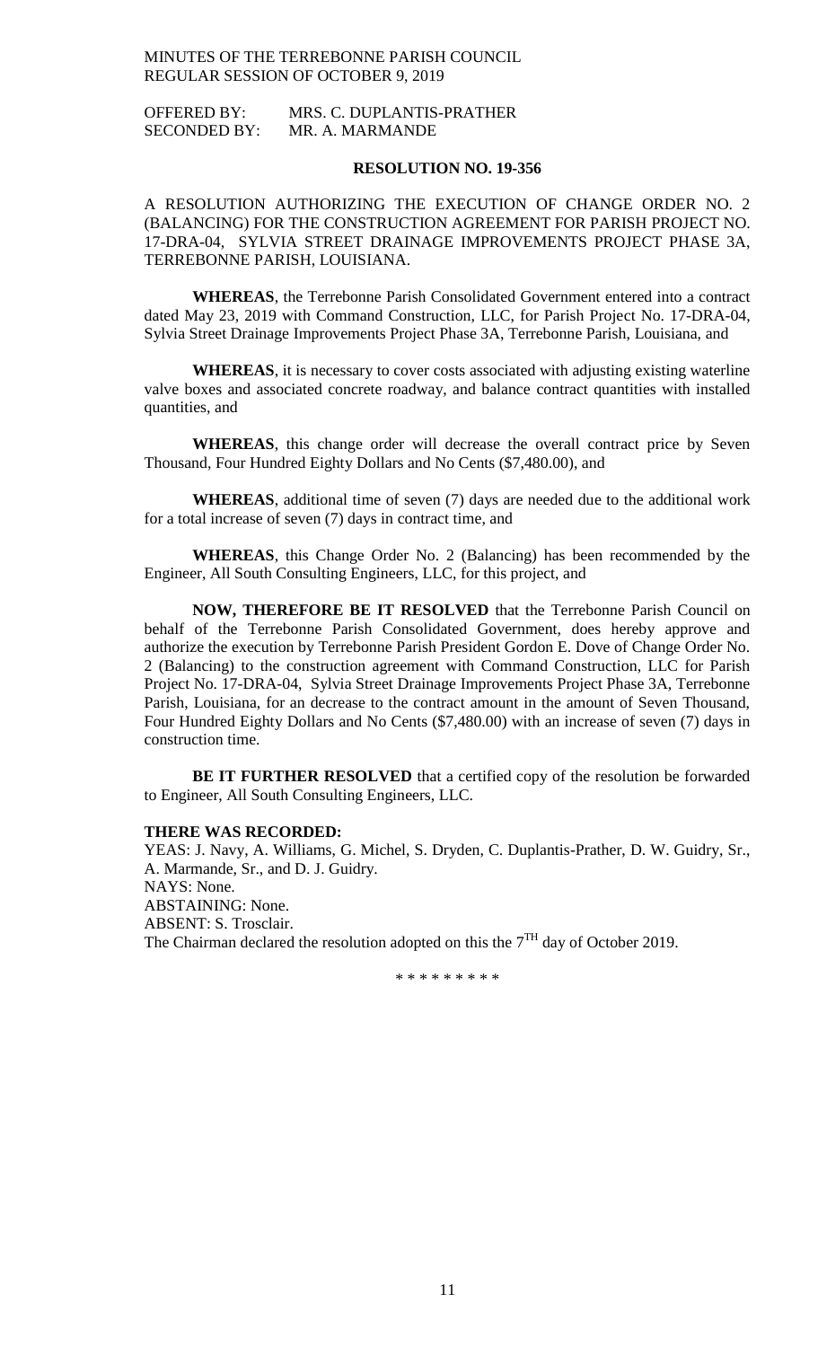OFFERED BY: MRS. C. DUPLANTIS-PRATHER
SECONDED BY: MR. A. MARMANDE

**RESOLUTION NO. 19-356**

A RESOLUTION AUTHORIZING THE EXECUTION OF CHANGE ORDER NO. 2 (BALANCING) FOR THE CONSTRUCTION AGREEMENT FOR PARISH PROJECT NO. 17-DRA-04, SYLVIA STREET DRAINAGE IMPROVEMENTS PROJECT PHASE 3A, TERREBONNE PARISH, LOUISIANA.

**WHEREAS**, the Terrebonne Parish Consolidated Government entered into a contract dated May 23, 2019 with Command Construction, LLC, for Parish Project No. 17-DRA-04, Sylvia Street Drainage Improvements Project Phase 3A, Terrebonne Parish, Louisiana, and

**WHEREAS**, it is necessary to cover costs associated with adjusting existing waterline valve boxes and associated concrete roadway, and balance contract quantities with installed quantities, and

**WHEREAS**, this change order will decrease the overall contract price by Seven Thousand, Four Hundred Eighty Dollars and No Cents ($7,480.00), and

**WHEREAS**, additional time of seven (7) days are needed due to the additional work for a total increase of seven (7) days in contract time, and

**WHEREAS**, this Change Order No. 2 (Balancing) has been recommended by the Engineer, All South Consulting Engineers, LLC, for this project, and

**NOW, THEREFORE BE IT RESOLVED** that the Terrebonne Parish Council on behalf of the Terrebonne Parish Consolidated Government, does hereby approve and authorize the execution by Terrebonne Parish President Gordon E. Dove of Change Order No. 2 (Balancing) to the construction agreement with Command Construction, LLC for Parish Project No. 17-DRA-04, Sylvia Street Drainage Improvements Project Phase 3A, Terrebonne Parish, Louisiana, for an decrease to the contract amount in the amount of Seven Thousand, Four Hundred Eighty Dollars and No Cents ($7,480.00) with an increase of seven (7) days in construction time.

**BE IT FURTHER RESOLVED** that a certified copy of the resolution be forwarded to Engineer, All South Consulting Engineers, LLC.

**THERE WAS RECORDED:**
YEAS: J. Navy, A. Williams, G. Michel, S. Dryden, C. Duplantis-Prather, D. W. Guidry, Sr., A. Marmande, Sr., and D. J. Guidry.
NAYS: None.
ABSTAINING: None.
ABSENT: S. Trosclair.
The Chairman declared the resolution adopted on this the 7TH day of October 2019.

\* \* \* \* \* \* \* \* \*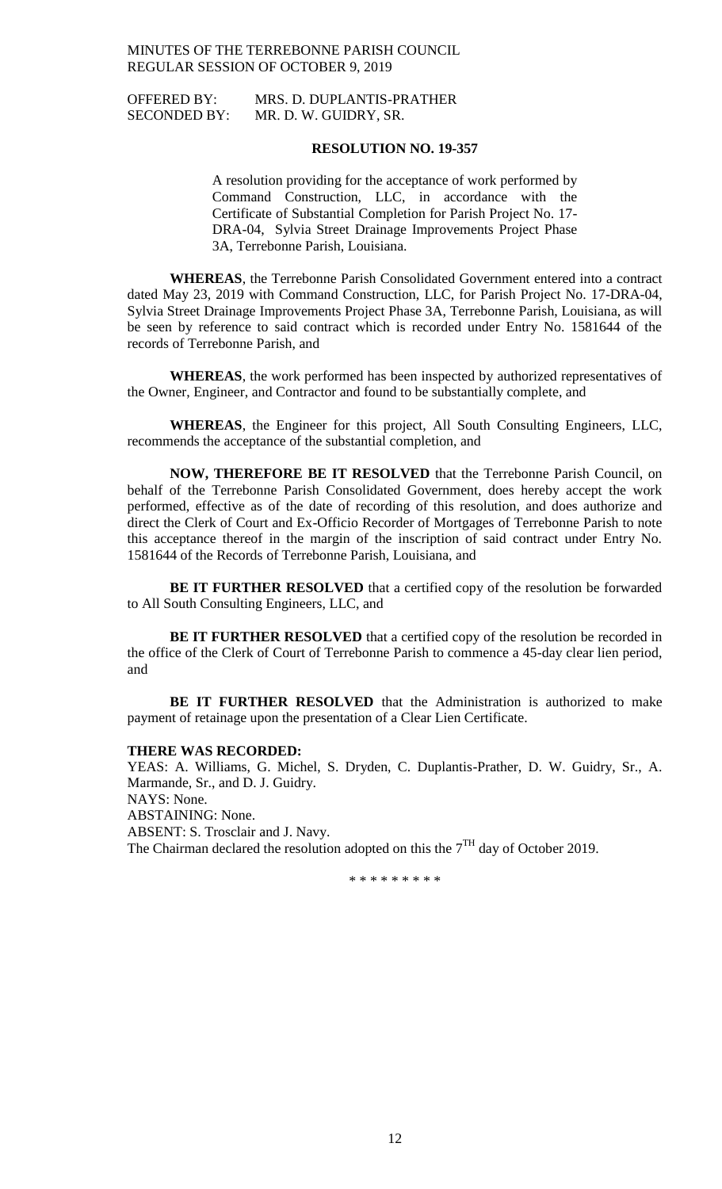OFFERED BY: MRS. D. DUPLANTIS-PRATHER
SECONDED BY: MR. D. W. GUIDRY, SR.

**RESOLUTION NO. 19-357**

A resolution providing for the acceptance of work performed by Command Construction, LLC, in accordance with the Certificate of Substantial Completion for Parish Project No. 17-DRA-04, Sylvia Street Drainage Improvements Project Phase 3A, Terrebonne Parish, Louisiana.

**WHEREAS**, the Terrebonne Parish Consolidated Government entered into a contract dated May 23, 2019 with Command Construction, LLC, for Parish Project No. 17-DRA-04, Sylvia Street Drainage Improvements Project Phase 3A, Terrebonne Parish, Louisiana, as will be seen by reference to said contract which is recorded under Entry No. 1581644 of the records of Terrebonne Parish, and

**WHEREAS**, the work performed has been inspected by authorized representatives of the Owner, Engineer, and Contractor and found to be substantially complete, and

**WHEREAS**, the Engineer for this project, All South Consulting Engineers, LLC, recommends the acceptance of the substantial completion, and

**NOW, THEREFORE BE IT RESOLVED** that the Terrebonne Parish Council, on behalf of the Terrebonne Parish Consolidated Government, does hereby accept the work performed, effective as of the date of recording of this resolution, and does authorize and direct the Clerk of Court and Ex-Officio Recorder of Mortgages of Terrebonne Parish to note this acceptance thereof in the margin of the inscription of said contract under Entry No. 1581644 of the Records of Terrebonne Parish, Louisiana, and

**BE IT FURTHER RESOLVED** that a certified copy of the resolution be forwarded to All South Consulting Engineers, LLC, and

**BE IT FURTHER RESOLVED** that a certified copy of the resolution be recorded in the office of the Clerk of Court of Terrebonne Parish to commence a 45-day clear lien period, and

**BE IT FURTHER RESOLVED** that the Administration is authorized to make payment of retainage upon the presentation of a Clear Lien Certificate.

**THERE WAS RECORDED:**

YEAS: A. Williams, G. Michel, S. Dryden, C. Duplantis-Prather, D. W. Guidry, Sr., A. Marmande, Sr., and D. J. Guidry.
NAYS: None.
ABSTAINING: None.
ABSENT: S. Trosclair and J. Navy.
The Chairman declared the resolution adopted on this the 7[TH] day of October 2019.

\* \* \* \* \* \* \* \* \*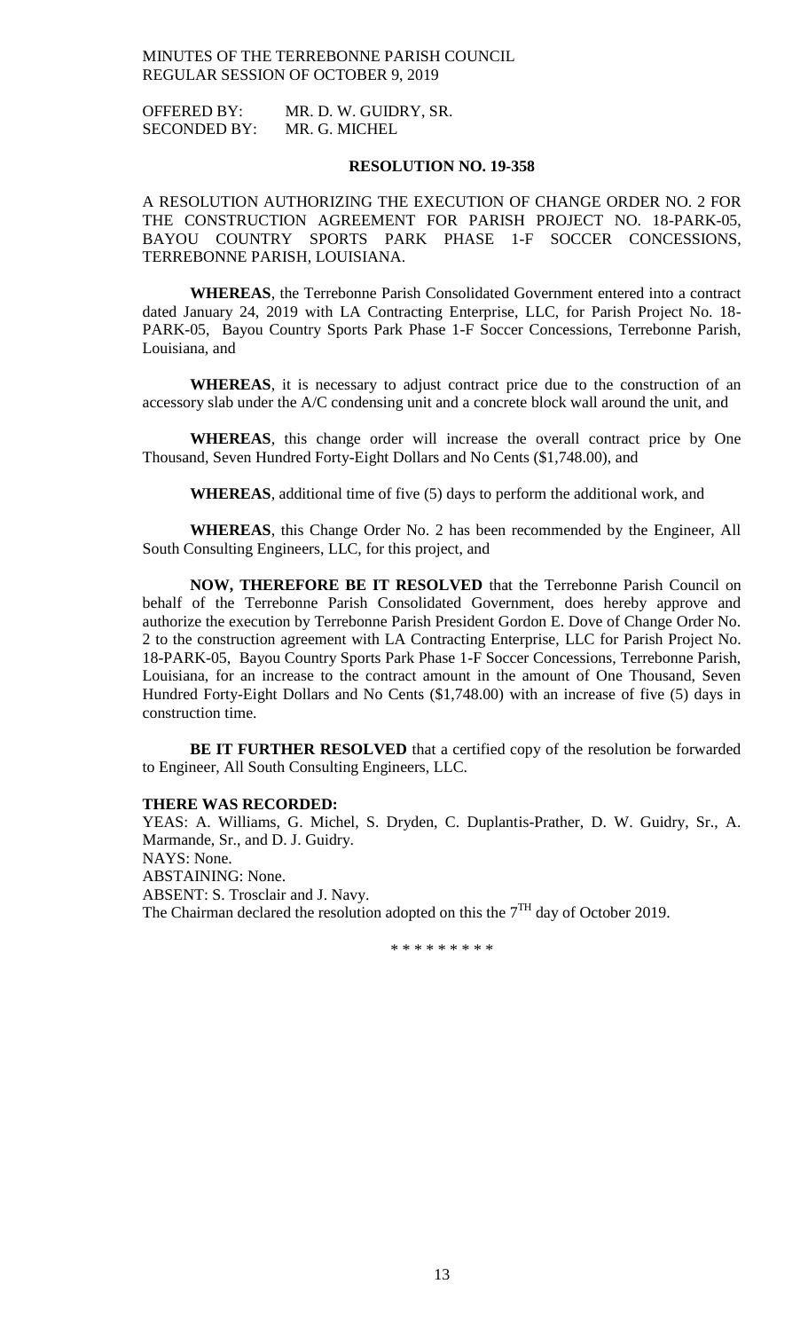OFFERED BY: MR. D. W. GUIDRY, SR.
SECONDED BY: MR. G. MICHEL

**RESOLUTION NO. 19-358**

A RESOLUTION AUTHORIZING THE EXECUTION OF CHANGE ORDER NO. 2 FOR THE CONSTRUCTION AGREEMENT FOR PARISH PROJECT NO. 18-PARK-05, BAYOU COUNTRY SPORTS PARK PHASE 1-F SOCCER CONCESSIONS, TERREBONNE PARISH, LOUISIANA.

**WHEREAS**, the Terrebonne Parish Consolidated Government entered into a contract dated January 24, 2019 with LA Contracting Enterprise, LLC, for Parish Project No. 18-PARK-05, Bayou Country Sports Park Phase 1-F Soccer Concessions, Terrebonne Parish, Louisiana, and

**WHEREAS**, it is necessary to adjust contract price due to the construction of an accessory slab under the A/C condensing unit and a concrete block wall around the unit, and

**WHEREAS**, this change order will increase the overall contract price by One Thousand, Seven Hundred Forty-Eight Dollars and No Cents ($1,748.00), and

**WHEREAS**, additional time of five (5) days to perform the additional work, and

**WHEREAS**, this Change Order No. 2 has been recommended by the Engineer, All South Consulting Engineers, LLC, for this project, and

**NOW, THEREFORE BE IT RESOLVED** that the Terrebonne Parish Council on behalf of the Terrebonne Parish Consolidated Government, does hereby approve and authorize the execution by Terrebonne Parish President Gordon E. Dove of Change Order No. 2 to the construction agreement with LA Contracting Enterprise, LLC for Parish Project No. 18-PARK-05, Bayou Country Sports Park Phase 1-F Soccer Concessions, Terrebonne Parish, Louisiana, for an increase to the contract amount in the amount of One Thousand, Seven Hundred Forty-Eight Dollars and No Cents ($1,748.00) with an increase of five (5) days in construction time.

**BE IT FURTHER RESOLVED** that a certified copy of the resolution be forwarded to Engineer, All South Consulting Engineers, LLC.

**THERE WAS RECORDED:**

YEAS: A. Williams, G. Michel, S. Dryden, C. Duplantis-Prather, D. W. Guidry, Sr., A. Marmande, Sr., and D. J. Guidry.

NAYS: None.

ABSTAINING: None.

ABSENT: S. Trosclair and J. Navy.

The Chairman declared the resolution adopted on this the 7TH day of October 2019.

\* \* \* \* \* \* \* \* \*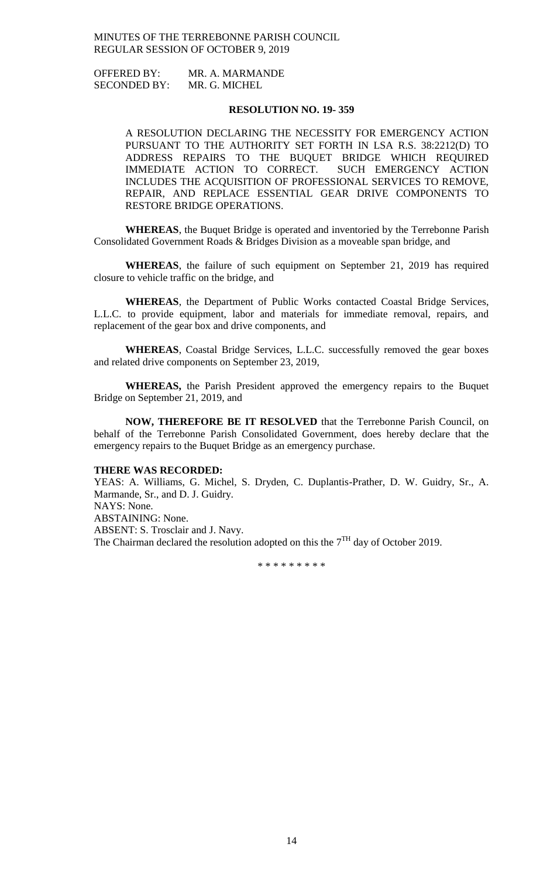OFFERED BY: MR. A. MARMANDE
SECONDED BY: MR. G. MICHEL

**RESOLUTION NO. 19- 359**

A RESOLUTION DECLARING THE NECESSITY FOR EMERGENCY ACTION PURSUANT TO THE AUTHORITY SET FORTH IN LSA R.S. 38:2212(D) TO ADDRESS REPAIRS TO THE BUQUET BRIDGE WHICH REQUIRED IMMEDIATE ACTION TO CORRECT. SUCH EMERGENCY ACTION INCLUDES THE ACQUISITION OF PROFESSIONAL SERVICES TO REMOVE, REPAIR, AND REPLACE ESSENTIAL GEAR DRIVE COMPONENTS TO RESTORE BRIDGE OPERATIONS.

**WHEREAS**, the Buquet Bridge is operated and inventoried by the Terrebonne Parish Consolidated Government Roads & Bridges Division as a moveable span bridge, and

**WHEREAS**, the failure of such equipment on September 21, 2019 has required closure to vehicle traffic on the bridge, and

**WHEREAS**, the Department of Public Works contacted Coastal Bridge Services, L.L.C. to provide equipment, labor and materials for immediate removal, repairs, and replacement of the gear box and drive components, and

**WHEREAS**, Coastal Bridge Services, L.L.C. successfully removed the gear boxes and related drive components on September 23, 2019,

**WHEREAS,** the Parish President approved the emergency repairs to the Buquet Bridge on September 21, 2019, and

**NOW, THEREFORE BE IT RESOLVED** that the Terrebonne Parish Council, on behalf of the Terrebonne Parish Consolidated Government, does hereby declare that the emergency repairs to the Buquet Bridge as an emergency purchase.

**THERE WAS RECORDED:**
YEAS: A. Williams, G. Michel, S. Dryden, C. Duplantis-Prather, D. W. Guidry, Sr., A. Marmande, Sr., and D. J. Guidry.
NAYS: None.
ABSTAINING: None.
ABSENT: S. Trosclair and J. Navy.
The Chairman declared the resolution adopted on this the 7TH day of October 2019.

\* \* \* \* \* \* \* \* \*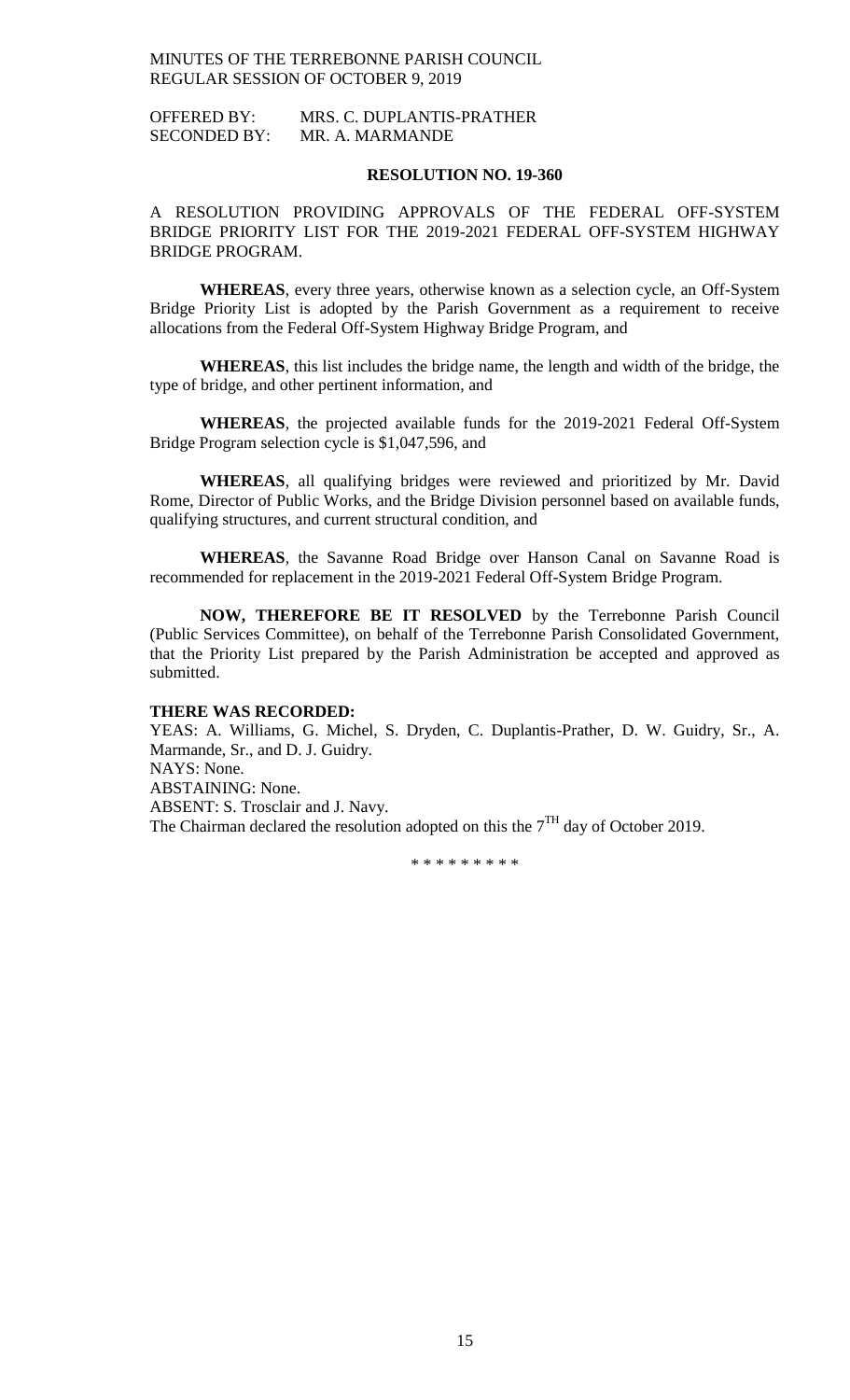OFFERED BY: MRS. C. DUPLANTIS-PRATHER
SECONDED BY: MR. A. MARMANDE

**RESOLUTION NO. 19-360**

A RESOLUTION PROVIDING APPROVALS OF THE FEDERAL OFF-SYSTEM BRIDGE PRIORITY LIST FOR THE 2019-2021 FEDERAL OFF-SYSTEM HIGHWAY BRIDGE PROGRAM.

**WHEREAS**, every three years, otherwise known as a selection cycle, an Off-System Bridge Priority List is adopted by the Parish Government as a requirement to receive allocations from the Federal Off-System Highway Bridge Program, and

**WHEREAS**, this list includes the bridge name, the length and width of the bridge, the type of bridge, and other pertinent information, and

**WHEREAS**, the projected available funds for the 2019-2021 Federal Off-System Bridge Program selection cycle is $1,047,596, and

**WHEREAS**, all qualifying bridges were reviewed and prioritized by Mr. David Rome, Director of Public Works, and the Bridge Division personnel based on available funds, qualifying structures, and current structural condition, and

**WHEREAS**, the Savanne Road Bridge over Hanson Canal on Savanne Road is recommended for replacement in the 2019-2021 Federal Off-System Bridge Program.

**NOW, THEREFORE BE IT RESOLVED** by the Terrebonne Parish Council (Public Services Committee), on behalf of the Terrebonne Parish Consolidated Government, that the Priority List prepared by the Parish Administration be accepted and approved as submitted.

**THERE WAS RECORDED:**
YEAS: A. Williams, G. Michel, S. Dryden, C. Duplantis-Prather, D. W. Guidry, Sr., A. Marmande, Sr., and D. J. Guidry.
NAYS: None.
ABSTAINING: None.
ABSENT: S. Trosclair and J. Navy.
The Chairman declared the resolution adopted on this the 7TH day of October 2019.

\* \* \* \* \* \* \* \* \*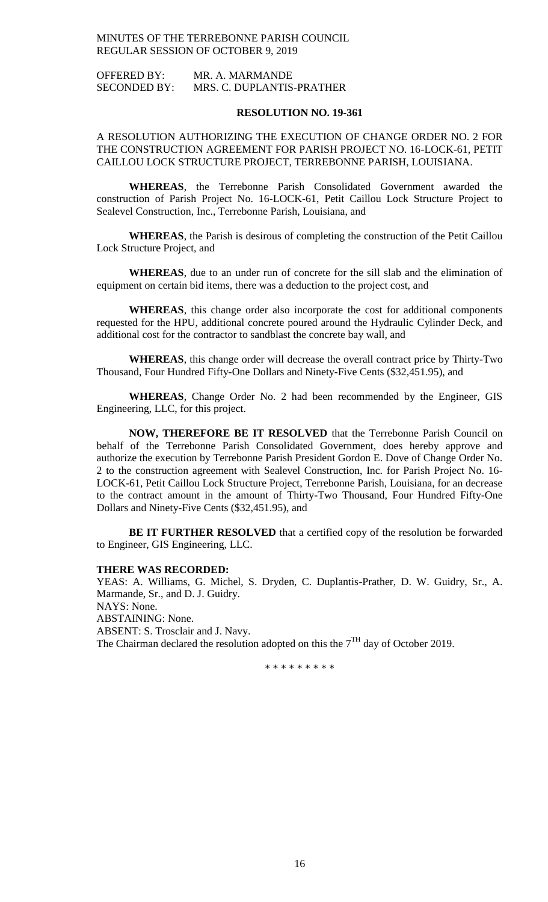OFFERED BY: MR. A. MARMANDE
SECONDED BY: MRS. C. DUPLANTIS-PRATHER

**RESOLUTION NO. 19-361**

A RESOLUTION AUTHORIZING THE EXECUTION OF CHANGE ORDER NO. 2 FOR THE CONSTRUCTION AGREEMENT FOR PARISH PROJECT NO. 16-LOCK-61, PETIT CAILLOU LOCK STRUCTURE PROJECT, TERREBONNE PARISH, LOUISIANA.

**WHEREAS**, the Terrebonne Parish Consolidated Government awarded the construction of Parish Project No. 16-LOCK-61, Petit Caillou Lock Structure Project to Sealevel Construction, Inc., Terrebonne Parish, Louisiana, and

**WHEREAS**, the Parish is desirous of completing the construction of the Petit Caillou Lock Structure Project, and

**WHEREAS**, due to an under run of concrete for the sill slab and the elimination of equipment on certain bid items, there was a deduction to the project cost, and

**WHEREAS**, this change order also incorporate the cost for additional components requested for the HPU, additional concrete poured around the Hydraulic Cylinder Deck, and additional cost for the contractor to sandblast the concrete bay wall, and

**WHEREAS**, this change order will decrease the overall contract price by Thirty-Two Thousand, Four Hundred Fifty-One Dollars and Ninety-Five Cents ($32,451.95), and

**WHEREAS**, Change Order No. 2 had been recommended by the Engineer, GIS Engineering, LLC, for this project.

**NOW, THEREFORE BE IT RESOLVED** that the Terrebonne Parish Council on behalf of the Terrebonne Parish Consolidated Government, does hereby approve and authorize the execution by Terrebonne Parish President Gordon E. Dove of Change Order No. 2 to the construction agreement with Sealevel Construction, Inc. for Parish Project No. 16-LOCK-61, Petit Caillou Lock Structure Project, Terrebonne Parish, Louisiana, for an decrease to the contract amount in the amount of Thirty-Two Thousand, Four Hundred Fifty-One Dollars and Ninety-Five Cents ($32,451.95), and

**BE IT FURTHER RESOLVED** that a certified copy of the resolution be forwarded to Engineer, GIS Engineering, LLC.

**THERE WAS RECORDED:**
YEAS: A. Williams, G. Michel, S. Dryden, C. Duplantis-Prather, D. W. Guidry, Sr., A. Marmande, Sr., and D. J. Guidry.
NAYS: None.
ABSTAINING: None.
ABSENT: S. Trosclair and J. Navy.
The Chairman declared the resolution adopted on this the 7TH day of October 2019.

\* \* \* \* \* \* \* \* \*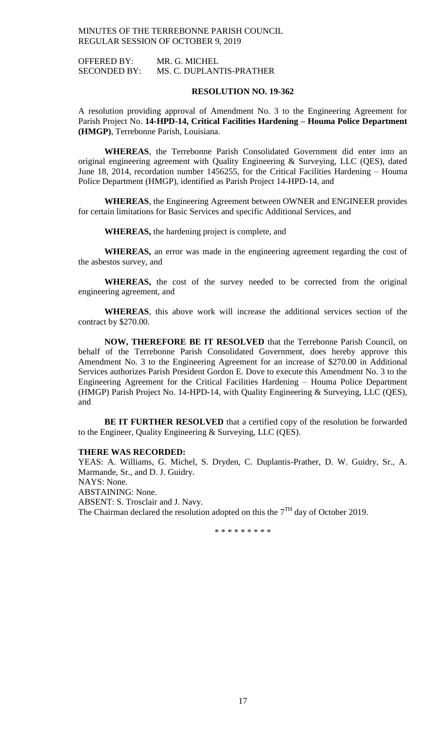OFFERED BY: MR. G. MICHEL
SECONDED BY: MS. C. DUPLANTIS-PRATHER

**RESOLUTION NO. 19-362**

A resolution providing approval of Amendment No. 3 to the Engineering Agreement for Parish Project No. **14-HPD-14, Critical Facilities Hardening – Houma Police Department (HMGP)**, Terrebonne Parish, Louisiana.

**WHEREAS**, the Terrebonne Parish Consolidated Government did enter into an original engineering agreement with Quality Engineering & Surveying, LLC (QES), dated June 18, 2014, recordation number 1456255, for the Critical Facilities Hardening – Houma Police Department (HMGP), identified as Parish Project 14-HPD-14, and

**WHEREAS**, the Engineering Agreement between OWNER and ENGINEER provides for certain limitations for Basic Services and specific Additional Services, and

**WHEREAS,** the hardening project is complete, and

**WHEREAS,** an error was made in the engineering agreement regarding the cost of the asbestos survey, and

**WHEREAS,** the cost of the survey needed to be corrected from the original engineering agreement, and

**WHEREAS**, this above work will increase the additional services section of the contract by $270.00.

**NOW, THEREFORE BE IT RESOLVED** that the Terrebonne Parish Council, on behalf of the Terrebonne Parish Consolidated Government, does hereby approve this Amendment No. 3 to the Engineering Agreement for an increase of $270.00 in Additional Services authorizes Parish President Gordon E. Dove to execute this Amendment No. 3 to the Engineering Agreement for the Critical Facilities Hardening – Houma Police Department (HMGP) Parish Project No. 14-HPD-14, with Quality Engineering & Surveying, LLC (QES), and

**BE IT FURTHER RESOLVED** that a certified copy of the resolution be forwarded to the Engineer, Quality Engineering & Surveying, LLC (QES).

**THERE WAS RECORDED:**

YEAS: A. Williams, G. Michel, S. Dryden, C. Duplantis-Prather, D. W. Guidry, Sr., A. Marmande, Sr., and D. J. Guidry.
NAYS: None.
ABSTAINING: None.
ABSENT: S. Trosclair and J. Navy.
The Chairman declared the resolution adopted on this the 7$^{TH}$ day of October 2019.

\* \* \* \* \* \* \* \* \*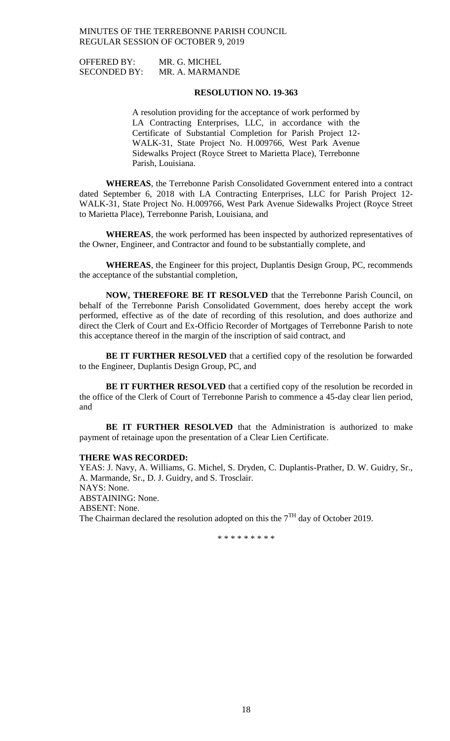OFFERED BY: MR. G. MICHEL
SECONDED BY: MR. A. MARMANDE

**RESOLUTION NO. 19-363**

A resolution providing for the acceptance of work performed by LA Contracting Enterprises, LLC, in accordance with the Certificate of Substantial Completion for Parish Project 12-WALK-31, State Project No. H.009766, West Park Avenue Sidewalks Project (Royce Street to Marietta Place), Terrebonne Parish, Louisiana.

**WHEREAS**, the Terrebonne Parish Consolidated Government entered into a contract dated September 6, 2018 with LA Contracting Enterprises, LLC for Parish Project 12-WALK-31, State Project No. H.009766, West Park Avenue Sidewalks Project (Royce Street to Marietta Place), Terrebonne Parish, Louisiana, and

**WHEREAS**, the work performed has been inspected by authorized representatives of the Owner, Engineer, and Contractor and found to be substantially complete, and

**WHEREAS**, the Engineer for this project, Duplantis Design Group, PC, recommends the acceptance of the substantial completion,

**NOW, THEREFORE BE IT RESOLVED** that the Terrebonne Parish Council, on behalf of the Terrebonne Parish Consolidated Government, does hereby accept the work performed, effective as of the date of recording of this resolution, and does authorize and direct the Clerk of Court and Ex-Officio Recorder of Mortgages of Terrebonne Parish to note this acceptance thereof in the margin of the inscription of said contract, and

**BE IT FURTHER RESOLVED** that a certified copy of the resolution be forwarded to the Engineer, Duplantis Design Group, PC, and

**BE IT FURTHER RESOLVED** that a certified copy of the resolution be recorded in the office of the Clerk of Court of Terrebonne Parish to commence a 45-day clear lien period, and

**BE IT FURTHER RESOLVED** that the Administration is authorized to make payment of retainage upon the presentation of a Clear Lien Certificate.

**THERE WAS RECORDED:**
YEAS: J. Navy, A. Williams, G. Michel, S. Dryden, C. Duplantis-Prather, D. W. Guidry, Sr., A. Marmande, Sr., D. J. Guidry, and S. Trosclair.
NAYS: None.
ABSTAINING: None.
ABSENT: None.
The Chairman declared the resolution adopted on this the 7TH day of October 2019.

\* \* \* \* \* \* \* \* \*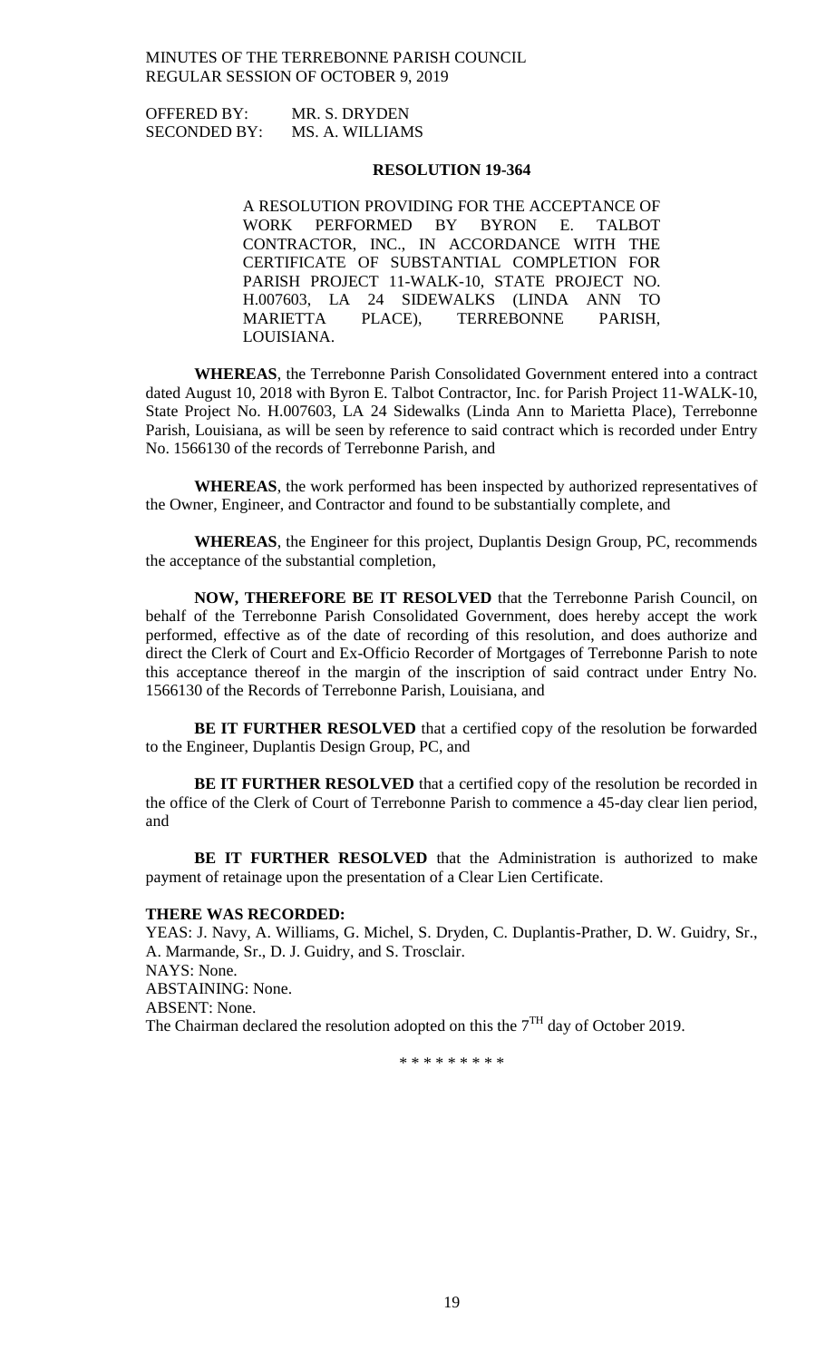OFFERED BY: MR. S. DRYDEN
SECONDED BY: MS. A. WILLIAMS

**RESOLUTION 19-364**

A RESOLUTION PROVIDING FOR THE ACCEPTANCE OF WORK PERFORMED BY BYRON E. TALBOT CONTRACTOR, INC., IN ACCORDANCE WITH THE CERTIFICATE OF SUBSTANTIAL COMPLETION FOR PARISH PROJECT 11-WALK-10, STATE PROJECT NO. H.007603, LA 24 SIDEWALKS (LINDA ANN TO MARIETTA PLACE), TERREBONNE PARISH, LOUISIANA.

**WHEREAS**, the Terrebonne Parish Consolidated Government entered into a contract dated August 10, 2018 with Byron E. Talbot Contractor, Inc. for Parish Project 11-WALK-10, State Project No. H.007603, LA 24 Sidewalks (Linda Ann to Marietta Place), Terrebonne Parish, Louisiana, as will be seen by reference to said contract which is recorded under Entry No. 1566130 of the records of Terrebonne Parish, and

**WHEREAS**, the work performed has been inspected by authorized representatives of the Owner, Engineer, and Contractor and found to be substantially complete, and

**WHEREAS**, the Engineer for this project, Duplantis Design Group, PC, recommends the acceptance of the substantial completion,

**NOW, THEREFORE BE IT RESOLVED** that the Terrebonne Parish Council, on behalf of the Terrebonne Parish Consolidated Government, does hereby accept the work performed, effective as of the date of recording of this resolution, and does authorize and direct the Clerk of Court and Ex-Officio Recorder of Mortgages of Terrebonne Parish to note this acceptance thereof in the margin of the inscription of said contract under Entry No. 1566130 of the Records of Terrebonne Parish, Louisiana, and

**BE IT FURTHER RESOLVED** that a certified copy of the resolution be forwarded to the Engineer, Duplantis Design Group, PC, and

**BE IT FURTHER RESOLVED** that a certified copy of the resolution be recorded in the office of the Clerk of Court of Terrebonne Parish to commence a 45-day clear lien period, and

**BE IT FURTHER RESOLVED** that the Administration is authorized to make payment of retainage upon the presentation of a Clear Lien Certificate.

**THERE WAS RECORDED:**
YEAS: J. Navy, A. Williams, G. Michel, S. Dryden, C. Duplantis-Prather, D. W. Guidry, Sr., A. Marmande, Sr., D. J. Guidry, and S. Trosclair.
NAYS: None.
ABSTAINING: None.
ABSENT: None.
The Chairman declared the resolution adopted on this the 7TH day of October 2019.

\* \* \* \* \* \* \* \* \*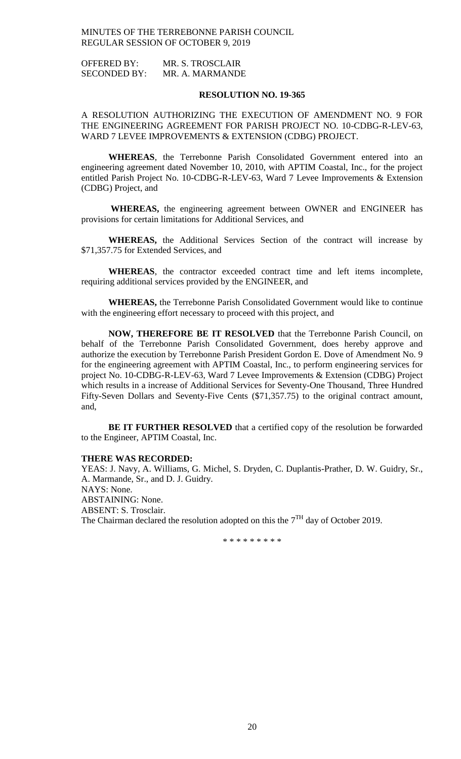OFFERED BY: MR. S. TROSCLAIR
SECONDED BY: MR. A. MARMANDE

**RESOLUTION NO. 19-365**

A RESOLUTION AUTHORIZING THE EXECUTION OF AMENDMENT NO. 9 FOR THE ENGINEERING AGREEMENT FOR PARISH PROJECT NO. 10-CDBG-R-LEV-63, WARD 7 LEVEE IMPROVEMENTS & EXTENSION (CDBG) PROJECT.

**WHEREAS**, the Terrebonne Parish Consolidated Government entered into an engineering agreement dated November 10, 2010, with APTIM Coastal, Inc., for the project entitled Parish Project No. 10-CDBG-R-LEV-63, Ward 7 Levee Improvements & Extension (CDBG) Project, and

**WHEREAS,** the engineering agreement between OWNER and ENGINEER has provisions for certain limitations for Additional Services, and

**WHEREAS,** the Additional Services Section of the contract will increase by $71,357.75 for Extended Services, and

**WHEREAS**, the contractor exceeded contract time and left items incomplete, requiring additional services provided by the ENGINEER, and

**WHEREAS,** the Terrebonne Parish Consolidated Government would like to continue with the engineering effort necessary to proceed with this project, and

**NOW, THEREFORE BE IT RESOLVED** that the Terrebonne Parish Council, on behalf of the Terrebonne Parish Consolidated Government, does hereby approve and authorize the execution by Terrebonne Parish President Gordon E. Dove of Amendment No. 9 for the engineering agreement with APTIM Coastal, Inc., to perform engineering services for project No. 10-CDBG-R-LEV-63, Ward 7 Levee Improvements & Extension (CDBG) Project which results in a increase of Additional Services for Seventy-One Thousand, Three Hundred Fifty-Seven Dollars and Seventy-Five Cents ($71,357.75) to the original contract amount, and,

**BE IT FURTHER RESOLVED** that a certified copy of the resolution be forwarded to the Engineer, APTIM Coastal, Inc.

**THERE WAS RECORDED:**
YEAS: J. Navy, A. Williams, G. Michel, S. Dryden, C. Duplantis-Prather, D. W. Guidry, Sr., A. Marmande, Sr., and D. J. Guidry.
NAYS: None.
ABSTAINING: None.
ABSENT: S. Trosclair.
The Chairman declared the resolution adopted on this the 7TH day of October 2019.

\* \* \* \* \* \* \* \* \*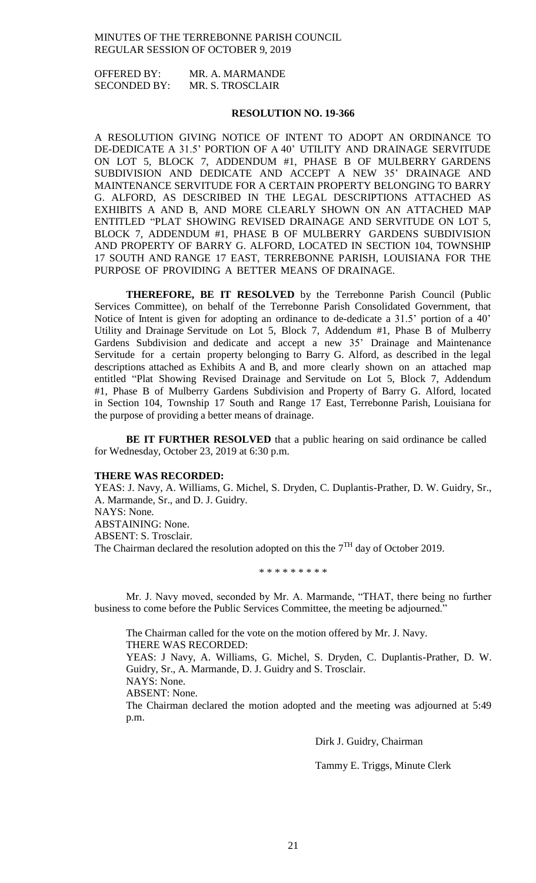OFFERED BY: MR. A. MARMANDE
SECONDED BY: MR. S. TROSCLAIR

**RESOLUTION NO. 19-366**

A RESOLUTION GIVING NOTICE OF INTENT TO ADOPT AN ORDINANCE TO DE-DEDICATE A 31.5' PORTION OF A 40' UTILITY AND DRAINAGE SERVITUDE ON LOT 5, BLOCK 7, ADDENDUM #1, PHASE B OF MULBERRY GARDENS SUBDIVISION AND DEDICATE AND ACCEPT A NEW 35' DRAINAGE AND MAINTENANCE SERVITUDE FOR A CERTAIN PROPERTY BELONGING TO BARRY G. ALFORD, AS DESCRIBED IN THE LEGAL DESCRIPTIONS ATTACHED AS EXHIBITS A AND B, AND MORE CLEARLY SHOWN ON AN ATTACHED MAP ENTITLED "PLAT SHOWING REVISED DRAINAGE AND SERVITUDE ON LOT 5, BLOCK 7, ADDENDUM #1, PHASE B OF MULBERRY GARDENS SUBDIVISION AND PROPERTY OF BARRY G. ALFORD, LOCATED IN SECTION 104, TOWNSHIP 17 SOUTH AND RANGE 17 EAST, TERREBONNE PARISH, LOUISIANA FOR THE PURPOSE OF PROVIDING A BETTER MEANS OF DRAINAGE.

**THEREFORE, BE IT RESOLVED** by the Terrebonne Parish Council (Public Services Committee), on behalf of the Terrebonne Parish Consolidated Government, that Notice of Intent is given for adopting an ordinance to de-dedicate a 31.5' portion of a 40' Utility and Drainage Servitude on Lot 5, Block 7, Addendum #1, Phase B of Mulberry Gardens Subdivision and dedicate and accept a new 35' Drainage and Maintenance Servitude for a certain property belonging to Barry G. Alford, as described in the legal descriptions attached as Exhibits A and B, and more clearly shown on an attached map entitled "Plat Showing Revised Drainage and Servitude on Lot 5, Block 7, Addendum #1, Phase B of Mulberry Gardens Subdivision and Property of Barry G. Alford, located in Section 104, Township 17 South and Range 17 East, Terrebonne Parish, Louisiana for the purpose of providing a better means of drainage.

**BE IT FURTHER RESOLVED** that a public hearing on said ordinance be called for Wednesday, October 23, 2019 at 6:30 p.m.

**THERE WAS RECORDED:**
YEAS: J. Navy, A. Williams, G. Michel, S. Dryden, C. Duplantis-Prather, D. W. Guidry, Sr., A. Marmande, Sr., and D. J. Guidry.
NAYS: None.
ABSTAINING: None.
ABSENT: S. Trosclair.
The Chairman declared the resolution adopted on this the 7TH day of October 2019.

\* \* \* \* \* \* \* \* \*

Mr. J. Navy moved, seconded by Mr. A. Marmande, "THAT, there being no further business to come before the Public Services Committee, the meeting be adjourned."

The Chairman called for the vote on the motion offered by Mr. J. Navy.
THERE WAS RECORDED:
YEAS: J Navy, A. Williams, G. Michel, S. Dryden, C. Duplantis-Prather, D. W. Guidry, Sr., A. Marmande, D. J. Guidry and S. Trosclair.
NAYS: None.
ABSENT: None.
The Chairman declared the motion adopted and the meeting was adjourned at 5:49 p.m.

Dirk J. Guidry, Chairman

Tammy E. Triggs, Minute Clerk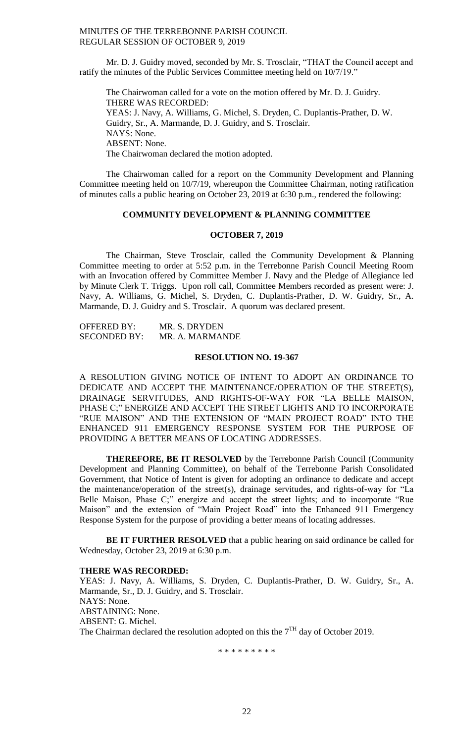Mr. D. J. Guidry moved, seconded by Mr. S. Trosclair, "THAT the Council accept and ratify the minutes of the Public Services Committee meeting held on 10/7/19."

The Chairwoman called for a vote on the motion offered by Mr. D. J. Guidry.
THERE WAS RECORDED:
YEAS: J. Navy, A. Williams, G. Michel, S. Dryden, C. Duplantis-Prather, D. W. Guidry, Sr., A. Marmande, D. J. Guidry, and S. Trosclair.
NAYS: None.
ABSENT: None.
The Chairwoman declared the motion adopted.

The Chairwoman called for a report on the Community Development and Planning Committee meeting held on 10/7/19, whereupon the Committee Chairman, noting ratification of minutes calls a public hearing on October 23, 2019 at 6:30 p.m., rendered the following:

## COMMUNITY DEVELOPMENT & PLANNING COMMITTEE

## OCTOBER 7, 2019

The Chairman, Steve Trosclair, called the Community Development & Planning Committee meeting to order at 5:52 p.m. in the Terrebonne Parish Council Meeting Room with an Invocation offered by Committee Member J. Navy and the Pledge of Allegiance led by Minute Clerk T. Triggs. Upon roll call, Committee Members recorded as present were: J. Navy, A. Williams, G. Michel, S. Dryden, C. Duplantis-Prather, D. W. Guidry, Sr., A. Marmande, D. J. Guidry and S. Trosclair. A quorum was declared present.

OFFERED BY: MR. S. DRYDEN
SECONDED BY: MR. A. MARMANDE

## RESOLUTION NO. 19-367

A RESOLUTION GIVING NOTICE OF INTENT TO ADOPT AN ORDINANCE TO DEDICATE AND ACCEPT THE MAINTENANCE/OPERATION OF THE STREET(S), DRAINAGE SERVITUDES, AND RIGHTS-OF-WAY FOR "LA BELLE MAISON, PHASE C;" ENERGIZE AND ACCEPT THE STREET LIGHTS AND TO INCORPORATE "RUE MAISON" AND THE EXTENSION OF "MAIN PROJECT ROAD" INTO THE ENHANCED 911 EMERGENCY RESPONSE SYSTEM FOR THE PURPOSE OF PROVIDING A BETTER MEANS OF LOCATING ADDRESSES.

**THEREFORE, BE IT RESOLVED** by the Terrebonne Parish Council (Community Development and Planning Committee), on behalf of the Terrebonne Parish Consolidated Government, that Notice of Intent is given for adopting an ordinance to dedicate and accept the maintenance/operation of the street(s), drainage servitudes, and rights-of-way for "La Belle Maison, Phase C;" energize and accept the street lights; and to incorporate "Rue Maison" and the extension of "Main Project Road" into the Enhanced 911 Emergency Response System for the purpose of providing a better means of locating addresses.

**BE IT FURTHER RESOLVED** that a public hearing on said ordinance be called for Wednesday, October 23, 2019 at 6:30 p.m.

**THERE WAS RECORDED:**
YEAS: J. Navy, A. Williams, S. Dryden, C. Duplantis-Prather, D. W. Guidry, Sr., A. Marmande, Sr., D. J. Guidry, and S. Trosclair.
NAYS: None.
ABSTAINING: None.
ABSENT: G. Michel.
The Chairman declared the resolution adopted on this the 7TH day of October 2019.

\* \* \* \* \* \* \* \* \*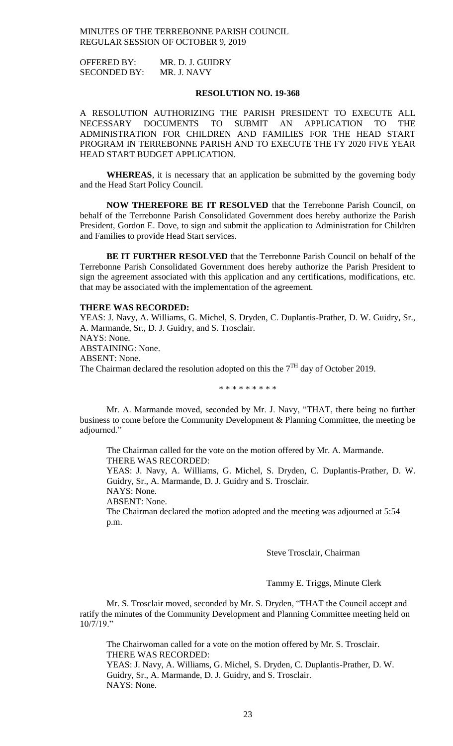OFFERED BY: MR. D. J. GUIDRY
SECONDED BY: MR. J. NAVY

**RESOLUTION NO. 19-368**

A RESOLUTION AUTHORIZING THE PARISH PRESIDENT TO EXECUTE ALL NECESSARY DOCUMENTS TO SUBMIT AN APPLICATION TO THE ADMINISTRATION FOR CHILDREN AND FAMILIES FOR THE HEAD START PROGRAM IN TERREBONNE PARISH AND TO EXECUTE THE FY 2020 FIVE YEAR HEAD START BUDGET APPLICATION.

**WHEREAS**, it is necessary that an application be submitted by the governing body and the Head Start Policy Council.

**NOW THEREFORE BE IT RESOLVED** that the Terrebonne Parish Council, on behalf of the Terrebonne Parish Consolidated Government does hereby authorize the Parish President, Gordon E. Dove, to sign and submit the application to Administration for Children and Families to provide Head Start services.

**BE IT FURTHER RESOLVED** that the Terrebonne Parish Council on behalf of the Terrebonne Parish Consolidated Government does hereby authorize the Parish President to sign the agreement associated with this application and any certifications, modifications, etc. that may be associated with the implementation of the agreement.

**THERE WAS RECORDED:**
YEAS: J. Navy, A. Williams, G. Michel, S. Dryden, C. Duplantis-Prather, D. W. Guidry, Sr., A. Marmande, Sr., D. J. Guidry, and S. Trosclair.
NAYS: None.
ABSTAINING: None.
ABSENT: None.
The Chairman declared the resolution adopted on this the 7[TH] day of October 2019.

\* \* \* \* \* \* \* \* \*

Mr. A. Marmande moved, seconded by Mr. J. Navy, "THAT, there being no further business to come before the Community Development & Planning Committee, the meeting be adjourned."

The Chairman called for the vote on the motion offered by Mr. A. Marmande.
THERE WAS RECORDED:
YEAS: J. Navy, A. Williams, G. Michel, S. Dryden, C. Duplantis-Prather, D. W. Guidry, Sr., A. Marmande, D. J. Guidry and S. Trosclair.
NAYS: None.
ABSENT: None.
The Chairman declared the motion adopted and the meeting was adjourned at 5:54 p.m.

Steve Trosclair, Chairman

Tammy E. Triggs, Minute Clerk

Mr. S. Trosclair moved, seconded by Mr. S. Dryden, "THAT the Council accept and ratify the minutes of the Community Development and Planning Committee meeting held on 10/7/19."

The Chairwoman called for a vote on the motion offered by Mr. S. Trosclair.
THERE WAS RECORDED:
YEAS: J. Navy, A. Williams, G. Michel, S. Dryden, C. Duplantis-Prather, D. W. Guidry, Sr., A. Marmande, D. J. Guidry, and S. Trosclair.
NAYS: None.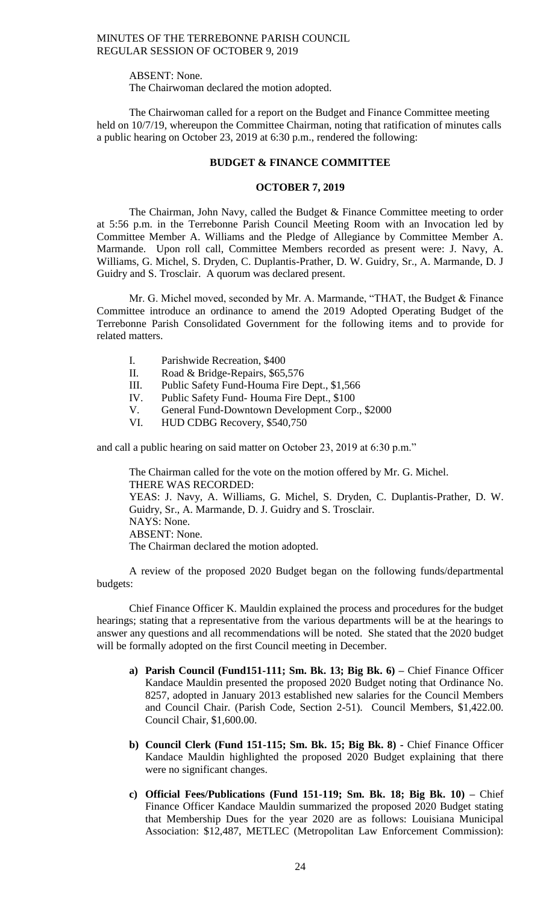ABSENT: None.
The Chairwoman declared the motion adopted.

The Chairwoman called for a report on the Budget and Finance Committee meeting held on 10/7/19, whereupon the Committee Chairman, noting that ratification of minutes calls a public hearing on October 23, 2019 at 6:30 p.m., rendered the following:

## BUDGET & FINANCE COMMITTEE

## OCTOBER 7, 2019

The Chairman, John Navy, called the Budget & Finance Committee meeting to order at 5:56 p.m. in the Terrebonne Parish Council Meeting Room with an Invocation led by Committee Member A. Williams and the Pledge of Allegiance by Committee Member A. Marmande. Upon roll call, Committee Members recorded as present were: J. Navy, A. Williams, G. Michel, S. Dryden, C. Duplantis-Prather, D. W. Guidry, Sr., A. Marmande, D. J Guidry and S. Trosclair. A quorum was declared present.

Mr. G. Michel moved, seconded by Mr. A. Marmande, "THAT, the Budget & Finance Committee introduce an ordinance to amend the 2019 Adopted Operating Budget of the Terrebonne Parish Consolidated Government for the following items and to provide for related matters.

I. Parishwide Recreation, $400
II. Road & Bridge-Repairs, $65,576
III. Public Safety Fund-Houma Fire Dept., $1,566
IV. Public Safety Fund- Houma Fire Dept., $100
V. General Fund-Downtown Development Corp., $2000
VI. HUD CDBG Recovery, $540,750

and call a public hearing on said matter on October 23, 2019 at 6:30 p.m."

The Chairman called for the vote on the motion offered by Mr. G. Michel.
THERE WAS RECORDED:
YEAS: J. Navy, A. Williams, G. Michel, S. Dryden, C. Duplantis-Prather, D. W. Guidry, Sr., A. Marmande, D. J. Guidry and S. Trosclair.
NAYS: None.
ABSENT: None.
The Chairman declared the motion adopted.

A review of the proposed 2020 Budget began on the following funds/departmental budgets:

Chief Finance Officer K. Mauldin explained the process and procedures for the budget hearings; stating that a representative from the various departments will be at the hearings to answer any questions and all recommendations will be noted. She stated that the 2020 budget will be formally adopted on the first Council meeting in December.

a) **Parish Council (Fund151-111; Sm. Bk. 13; Big Bk. 6) –** Chief Finance Officer Kandace Mauldin presented the proposed 2020 Budget noting that Ordinance No. 8257, adopted in January 2013 established new salaries for the Council Members and Council Chair. (Parish Code, Section 2-51). Council Members, $1,422.00. Council Chair, $1,600.00.

b) **Council Clerk (Fund 151-115; Sm. Bk. 15; Big Bk. 8) -** Chief Finance Officer Kandace Mauldin highlighted the proposed 2020 Budget explaining that there were no significant changes.

c) **Official Fees/Publications (Fund 151-119; Sm. Bk. 18; Big Bk. 10) –** Chief Finance Officer Kandace Mauldin summarized the proposed 2020 Budget stating that Membership Dues for the year 2020 are as follows: Louisiana Municipal Association: $12,487, METLEC (Metropolitan Law Enforcement Commission):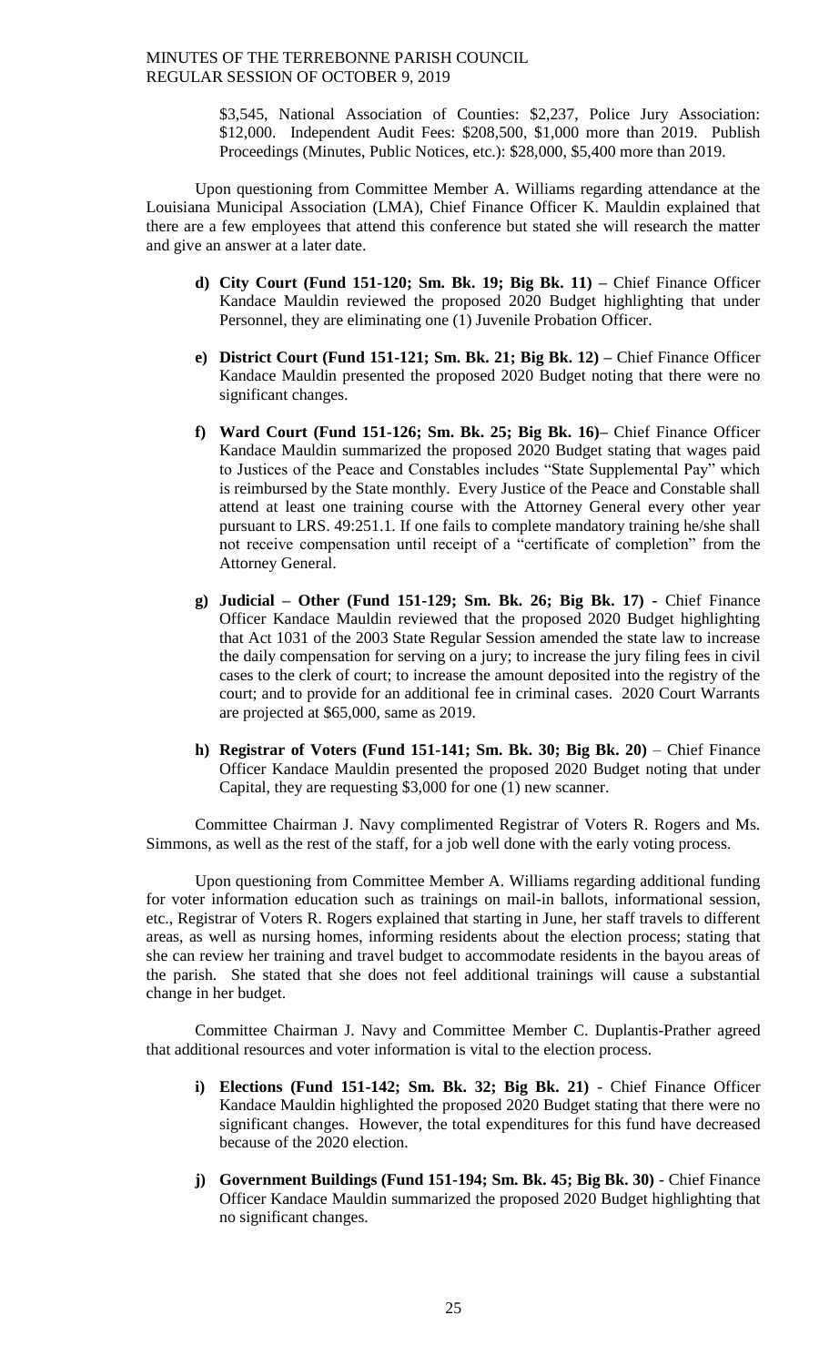$3,545, National Association of Counties: $2,237, Police Jury Association: $12,000. Independent Audit Fees: $208,500, $1,000 more than 2019. Publish Proceedings (Minutes, Public Notices, etc.): $28,000, $5,400 more than 2019.

Upon questioning from Committee Member A. Williams regarding attendance at the Louisiana Municipal Association (LMA), Chief Finance Officer K. Mauldin explained that there are a few employees that attend this conference but stated she will research the matter and give an answer at a later date.

- **d) City Court (Fund 151-120; Sm. Bk. 19; Big Bk. 11) –** Chief Finance Officer Kandace Mauldin reviewed the proposed 2020 Budget highlighting that under Personnel, they are eliminating one (1) Juvenile Probation Officer.

- **e) District Court (Fund 151-121; Sm. Bk. 21; Big Bk. 12) –** Chief Finance Officer Kandace Mauldin presented the proposed 2020 Budget noting that there were no significant changes.

- **f) Ward Court (Fund 151-126; Sm. Bk. 25; Big Bk. 16)–** Chief Finance Officer Kandace Mauldin summarized the proposed 2020 Budget stating that wages paid to Justices of the Peace and Constables includes "State Supplemental Pay" which is reimbursed by the State monthly. Every Justice of the Peace and Constable shall attend at least one training course with the Attorney General every other year pursuant to LRS. 49:251.1. If one fails to complete mandatory training he/she shall not receive compensation until receipt of a "certificate of completion" from the Attorney General.

- **g) Judicial – Other (Fund 151-129; Sm. Bk. 26; Big Bk. 17) -** Chief Finance Officer Kandace Mauldin reviewed that the proposed 2020 Budget highlighting that Act 1031 of the 2003 State Regular Session amended the state law to increase the daily compensation for serving on a jury; to increase the jury filing fees in civil cases to the clerk of court; to increase the amount deposited into the registry of the court; and to provide for an additional fee in criminal cases. 2020 Court Warrants are projected at $65,000, same as 2019.

- **h) Registrar of Voters (Fund 151-141; Sm. Bk. 30; Big Bk. 20)** – Chief Finance Officer Kandace Mauldin presented the proposed 2020 Budget noting that under Capital, they are requesting $3,000 for one (1) new scanner.

Committee Chairman J. Navy complimented Registrar of Voters R. Rogers and Ms. Simmons, as well as the rest of the staff, for a job well done with the early voting process.

Upon questioning from Committee Member A. Williams regarding additional funding for voter information education such as trainings on mail-in ballots, informational session, etc., Registrar of Voters R. Rogers explained that starting in June, her staff travels to different areas, as well as nursing homes, informing residents about the election process; stating that she can review her training and travel budget to accommodate residents in the bayou areas of the parish. She stated that she does not feel additional trainings will cause a substantial change in her budget.

Committee Chairman J. Navy and Committee Member C. Duplantis-Prather agreed that additional resources and voter information is vital to the election process.

- **i) Elections (Fund 151-142; Sm. Bk. 32; Big Bk. 21)** - Chief Finance Officer Kandace Mauldin highlighted the proposed 2020 Budget stating that there were no significant changes. However, the total expenditures for this fund have decreased because of the 2020 election.

- **j) Government Buildings (Fund 151-194; Sm. Bk. 45; Big Bk. 30)** - Chief Finance Officer Kandace Mauldin summarized the proposed 2020 Budget highlighting that no significant changes.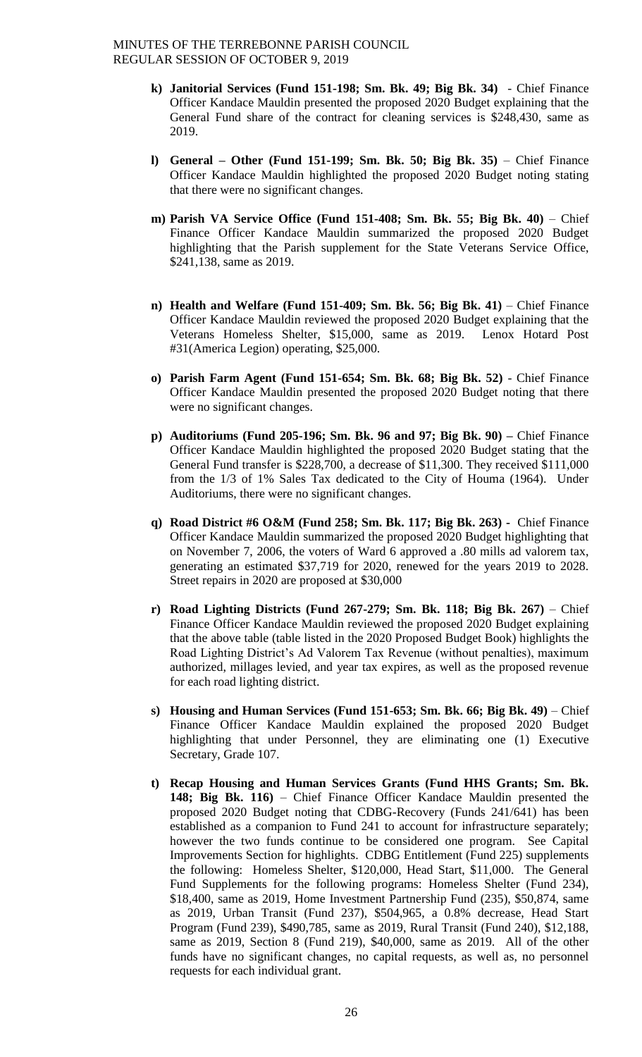- **k) Janitorial Services (Fund 151-198; Sm. Bk. 49; Big Bk. 34)** - Chief Finance Officer Kandace Mauldin presented the proposed 2020 Budget explaining that the General Fund share of the contract for cleaning services is $248,430, same as 2019.

- **l) General – Other (Fund 151-199; Sm. Bk. 50; Big Bk. 35)** – Chief Finance Officer Kandace Mauldin highlighted the proposed 2020 Budget noting stating that there were no significant changes.

- **m) Parish VA Service Office (Fund 151-408; Sm. Bk. 55; Big Bk. 40)** – Chief Finance Officer Kandace Mauldin summarized the proposed 2020 Budget highlighting that the Parish supplement for the State Veterans Service Office, $241,138, same as 2019.

- **n) Health and Welfare (Fund 151-409; Sm. Bk. 56; Big Bk. 41)** – Chief Finance Officer Kandace Mauldin reviewed the proposed 2020 Budget explaining that the Veterans Homeless Shelter, $15,000, same as 2019. Lenox Hotard Post #31(America Legion) operating, $25,000.

- **o) Parish Farm Agent (Fund 151-654; Sm. Bk. 68; Big Bk. 52)** - Chief Finance Officer Kandace Mauldin presented the proposed 2020 Budget noting that there were no significant changes.

- **p) Auditoriums (Fund 205-196; Sm. Bk. 96 and 97; Big Bk. 90) –** Chief Finance Officer Kandace Mauldin highlighted the proposed 2020 Budget stating that the General Fund transfer is $228,700, a decrease of $11,300. They received $111,000 from the 1/3 of 1% Sales Tax dedicated to the City of Houma (1964). Under Auditoriums, there were no significant changes.

- **q) Road District #6 O&M (Fund 258; Sm. Bk. 117; Big Bk. 263) -** Chief Finance Officer Kandace Mauldin summarized the proposed 2020 Budget highlighting that on November 7, 2006, the voters of Ward 6 approved a .80 mills ad valorem tax, generating an estimated $37,719 for 2020, renewed for the years 2019 to 2028. Street repairs in 2020 are proposed at $30,000

- **r) Road Lighting Districts (Fund 267-279; Sm. Bk. 118; Big Bk. 267)** – Chief Finance Officer Kandace Mauldin reviewed the proposed 2020 Budget explaining that the above table (table listed in the 2020 Proposed Budget Book) highlights the Road Lighting District's Ad Valorem Tax Revenue (without penalties), maximum authorized, millages levied, and year tax expires, as well as the proposed revenue for each road lighting district.

- **s) Housing and Human Services (Fund 151-653; Sm. Bk. 66; Big Bk. 49)** – Chief Finance Officer Kandace Mauldin explained the proposed 2020 Budget highlighting that under Personnel, they are eliminating one (1) Executive Secretary, Grade 107.

- **t) Recap Housing and Human Services Grants (Fund HHS Grants; Sm. Bk. 148; Big Bk. 116)** – Chief Finance Officer Kandace Mauldin presented the proposed 2020 Budget noting that CDBG-Recovery (Funds 241/641) has been established as a companion to Fund 241 to account for infrastructure separately; however the two funds continue to be considered one program. See Capital Improvements Section for highlights. CDBG Entitlement (Fund 225) supplements the following: Homeless Shelter, $120,000, Head Start, $11,000. The General Fund Supplements for the following programs: Homeless Shelter (Fund 234), $18,400, same as 2019, Home Investment Partnership Fund (235), $50,874, same as 2019, Urban Transit (Fund 237), $504,965, a 0.8% decrease, Head Start Program (Fund 239), $490,785, same as 2019, Rural Transit (Fund 240), $12,188, same as 2019, Section 8 (Fund 219), $40,000, same as 2019. All of the other funds have no significant changes, no capital requests, as well as, no personnel requests for each individual grant.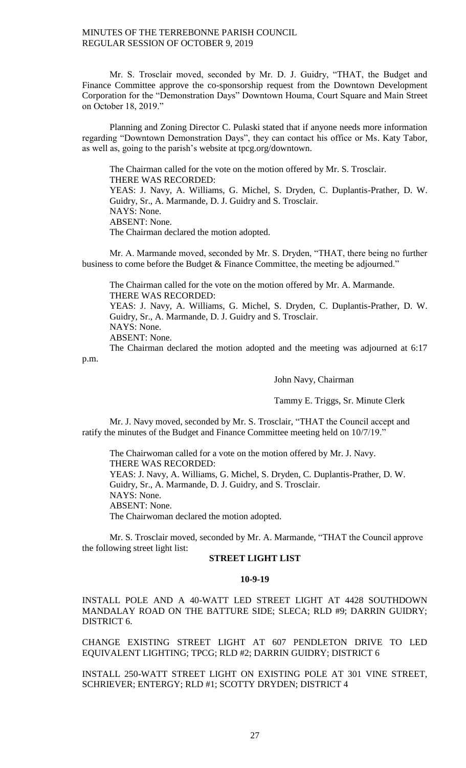Mr. S. Trosclair moved, seconded by Mr. D. J. Guidry, "THAT, the Budget and Finance Committee approve the co-sponsorship request from the Downtown Development Corporation for the "Demonstration Days" Downtown Houma, Court Square and Main Street on October 18, 2019."

Planning and Zoning Director C. Pulaski stated that if anyone needs more information regarding "Downtown Demonstration Days", they can contact his office or Ms. Katy Tabor, as well as, going to the parish's website at tpcg.org/downtown.

The Chairman called for the vote on the motion offered by Mr. S. Trosclair.
THERE WAS RECORDED:
YEAS: J. Navy, A. Williams, G. Michel, S. Dryden, C. Duplantis-Prather, D. W. Guidry, Sr., A. Marmande, D. J. Guidry and S. Trosclair.
NAYS: None.
ABSENT: None.
The Chairman declared the motion adopted.

Mr. A. Marmande moved, seconded by Mr. S. Dryden, "THAT, there being no further business to come before the Budget & Finance Committee, the meeting be adjourned."

The Chairman called for the vote on the motion offered by Mr. A. Marmande.
THERE WAS RECORDED:
YEAS: J. Navy, A. Williams, G. Michel, S. Dryden, C. Duplantis-Prather, D. W. Guidry, Sr., A. Marmande, D. J. Guidry and S. Trosclair.
NAYS: None.
ABSENT: None.
The Chairman declared the motion adopted and the meeting was adjourned at 6:17 p.m.

John Navy, Chairman

Tammy E. Triggs, Sr. Minute Clerk

Mr. J. Navy moved, seconded by Mr. S. Trosclair, "THAT the Council accept and ratify the minutes of the Budget and Finance Committee meeting held on 10/7/19."

The Chairwoman called for a vote on the motion offered by Mr. J. Navy.
THERE WAS RECORDED:
YEAS: J. Navy, A. Williams, G. Michel, S. Dryden, C. Duplantis-Prather, D. W. Guidry, Sr., A. Marmande, D. J. Guidry, and S. Trosclair.
NAYS: None.
ABSENT: None.
The Chairwoman declared the motion adopted.

Mr. S. Trosclair moved, seconded by Mr. A. Marmande, "THAT the Council approve the following street light list:

**STREET LIGHT LIST**

**10-9-19**

INSTALL POLE AND A 40-WATT LED STREET LIGHT AT 4428 SOUTHDOWN MANDALAY ROAD ON THE BATTURE SIDE; SLECA; RLD #9; DARRIN GUIDRY; DISTRICT 6.

CHANGE EXISTING STREET LIGHT AT 607 PENDLETON DRIVE TO LED EQUIVALENT LIGHTING; TPCG; RLD #2; DARRIN GUIDRY; DISTRICT 6

INSTALL 250-WATT STREET LIGHT ON EXISTING POLE AT 301 VINE STREET, SCHRIEVER; ENTERGY; RLD #1; SCOTTY DRYDEN; DISTRICT 4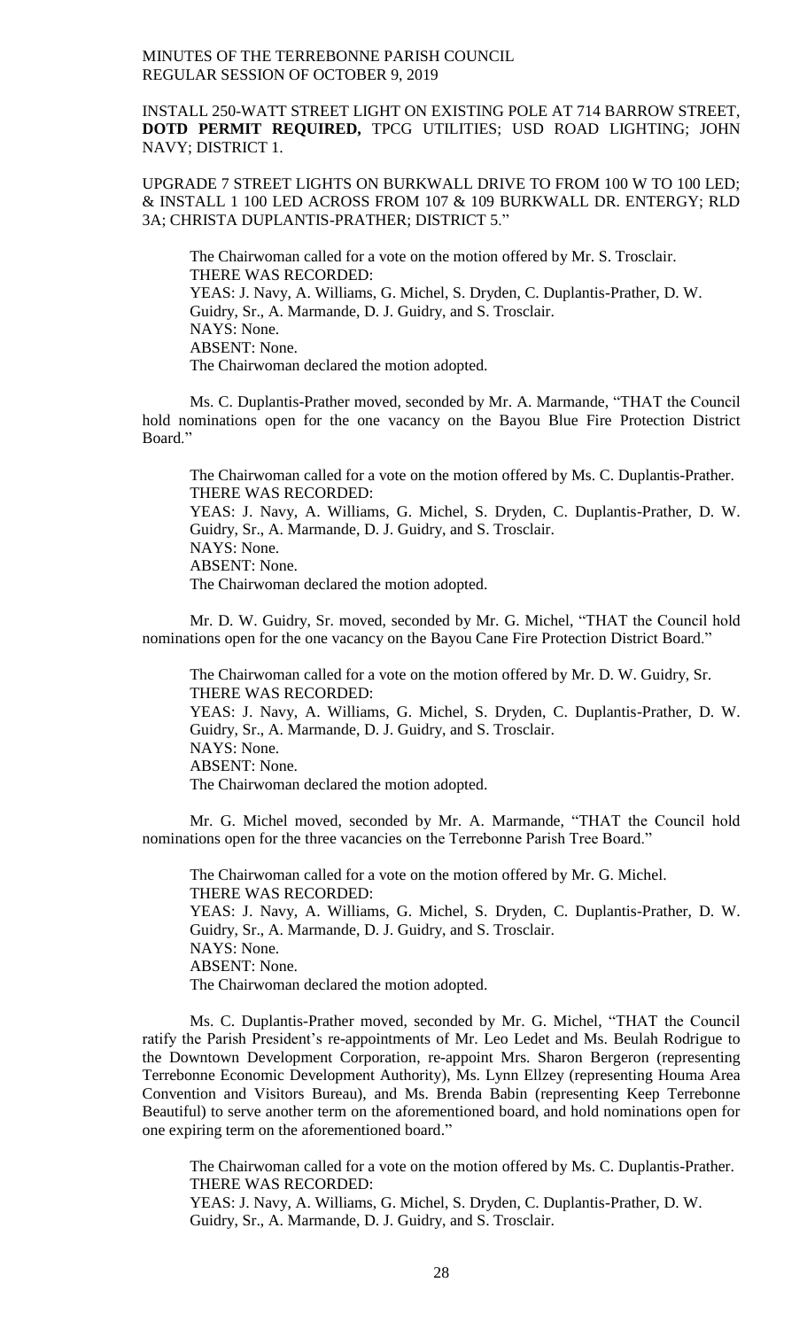INSTALL 250-WATT STREET LIGHT ON EXISTING POLE AT 714 BARROW STREET, **DOTD PERMIT REQUIRED,** TPCG UTILITIES; USD ROAD LIGHTING; JOHN NAVY; DISTRICT 1.

UPGRADE 7 STREET LIGHTS ON BURKWALL DRIVE TO FROM 100 W TO 100 LED; & INSTALL 1 100 LED ACROSS FROM 107 & 109 BURKWALL DR. ENTERGY; RLD 3A; CHRISTA DUPLANTIS-PRATHER; DISTRICT 5."

The Chairwoman called for a vote on the motion offered by Mr. S. Trosclair.
THERE WAS RECORDED:
YEAS: J. Navy, A. Williams, G. Michel, S. Dryden, C. Duplantis-Prather, D. W. Guidry, Sr., A. Marmande, D. J. Guidry, and S. Trosclair.
NAYS: None.
ABSENT: None.
The Chairwoman declared the motion adopted.

Ms. C. Duplantis-Prather moved, seconded by Mr. A. Marmande, "THAT the Council hold nominations open for the one vacancy on the Bayou Blue Fire Protection District Board."

The Chairwoman called for a vote on the motion offered by Ms. C. Duplantis-Prather.
THERE WAS RECORDED:
YEAS: J. Navy, A. Williams, G. Michel, S. Dryden, C. Duplantis-Prather, D. W. Guidry, Sr., A. Marmande, D. J. Guidry, and S. Trosclair.
NAYS: None.
ABSENT: None.
The Chairwoman declared the motion adopted.

Mr. D. W. Guidry, Sr. moved, seconded by Mr. G. Michel, "THAT the Council hold nominations open for the one vacancy on the Bayou Cane Fire Protection District Board."

The Chairwoman called for a vote on the motion offered by Mr. D. W. Guidry, Sr.
THERE WAS RECORDED:
YEAS: J. Navy, A. Williams, G. Michel, S. Dryden, C. Duplantis-Prather, D. W. Guidry, Sr., A. Marmande, D. J. Guidry, and S. Trosclair.
NAYS: None.
ABSENT: None.
The Chairwoman declared the motion adopted.

Mr. G. Michel moved, seconded by Mr. A. Marmande, "THAT the Council hold nominations open for the three vacancies on the Terrebonne Parish Tree Board."

The Chairwoman called for a vote on the motion offered by Mr. G. Michel.
THERE WAS RECORDED:
YEAS: J. Navy, A. Williams, G. Michel, S. Dryden, C. Duplantis-Prather, D. W. Guidry, Sr., A. Marmande, D. J. Guidry, and S. Trosclair.
NAYS: None.
ABSENT: None.
The Chairwoman declared the motion adopted.

Ms. C. Duplantis-Prather moved, seconded by Mr. G. Michel, "THAT the Council ratify the Parish President's re-appointments of Mr. Leo Ledet and Ms. Beulah Rodrigue to the Downtown Development Corporation, re-appoint Mrs. Sharon Bergeron (representing Terrebonne Economic Development Authority), Ms. Lynn Ellzey (representing Houma Area Convention and Visitors Bureau), and Ms. Brenda Babin (representing Keep Terrebonne Beautiful) to serve another term on the aforementioned board, and hold nominations open for one expiring term on the aforementioned board."

The Chairwoman called for a vote on the motion offered by Ms. C. Duplantis-Prather.
THERE WAS RECORDED:
YEAS: J. Navy, A. Williams, G. Michel, S. Dryden, C. Duplantis-Prather, D. W. Guidry, Sr., A. Marmande, D. J. Guidry, and S. Trosclair.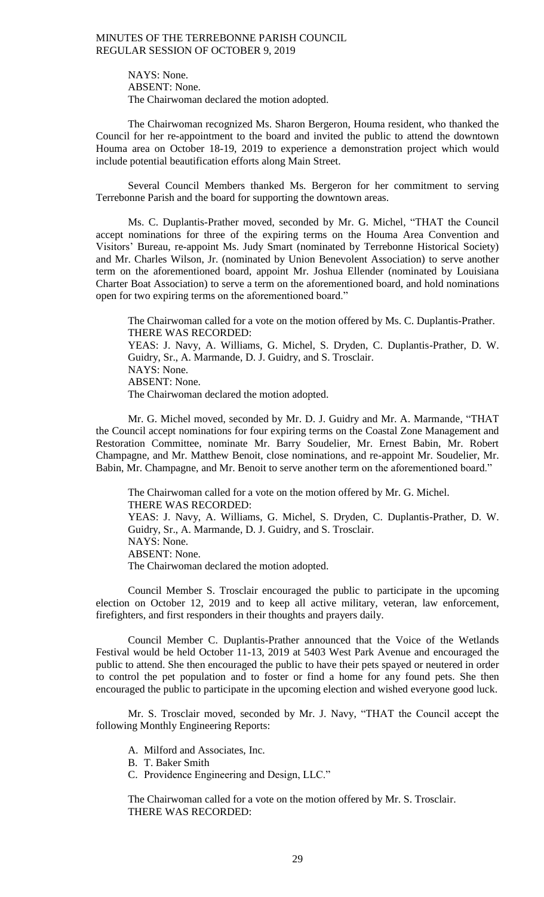NAYS: None.
ABSENT: None.
The Chairwoman declared the motion adopted.

The Chairwoman recognized Ms. Sharon Bergeron, Houma resident, who thanked the Council for her re-appointment to the board and invited the public to attend the downtown Houma area on October 18-19, 2019 to experience a demonstration project which would include potential beautification efforts along Main Street.

Several Council Members thanked Ms. Bergeron for her commitment to serving Terrebonne Parish and the board for supporting the downtown areas.

Ms. C. Duplantis-Prather moved, seconded by Mr. G. Michel, "THAT the Council accept nominations for three of the expiring terms on the Houma Area Convention and Visitors' Bureau, re-appoint Ms. Judy Smart (nominated by Terrebonne Historical Society) and Mr. Charles Wilson, Jr. (nominated by Union Benevolent Association) to serve another term on the aforementioned board, appoint Mr. Joshua Ellender (nominated by Louisiana Charter Boat Association) to serve a term on the aforementioned board, and hold nominations open for two expiring terms on the aforementioned board."

The Chairwoman called for a vote on the motion offered by Ms. C. Duplantis-Prather.
THERE WAS RECORDED:
YEAS: J. Navy, A. Williams, G. Michel, S. Dryden, C. Duplantis-Prather, D. W. Guidry, Sr., A. Marmande, D. J. Guidry, and S. Trosclair.
NAYS: None.
ABSENT: None.
The Chairwoman declared the motion adopted.

Mr. G. Michel moved, seconded by Mr. D. J. Guidry and Mr. A. Marmande, "THAT the Council accept nominations for four expiring terms on the Coastal Zone Management and Restoration Committee, nominate Mr. Barry Soudelier, Mr. Ernest Babin, Mr. Robert Champagne, and Mr. Matthew Benoit, close nominations, and re-appoint Mr. Soudelier, Mr. Babin, Mr. Champagne, and Mr. Benoit to serve another term on the aforementioned board."

The Chairwoman called for a vote on the motion offered by Mr. G. Michel.
THERE WAS RECORDED:
YEAS: J. Navy, A. Williams, G. Michel, S. Dryden, C. Duplantis-Prather, D. W. Guidry, Sr., A. Marmande, D. J. Guidry, and S. Trosclair.
NAYS: None.
ABSENT: None.
The Chairwoman declared the motion adopted.

Council Member S. Trosclair encouraged the public to participate in the upcoming election on October 12, 2019 and to keep all active military, veteran, law enforcement, firefighters, and first responders in their thoughts and prayers daily.

Council Member C. Duplantis-Prather announced that the Voice of the Wetlands Festival would be held October 11-13, 2019 at 5403 West Park Avenue and encouraged the public to attend. She then encouraged the public to have their pets spayed or neutered in order to control the pet population and to foster or find a home for any found pets. She then encouraged the public to participate in the upcoming election and wished everyone good luck.

Mr. S. Trosclair moved, seconded by Mr. J. Navy, "THAT the Council accept the following Monthly Engineering Reports:

A. Milford and Associates, Inc.
B. T. Baker Smith
C. Providence Engineering and Design, LLC."

The Chairwoman called for a vote on the motion offered by Mr. S. Trosclair.
THERE WAS RECORDED: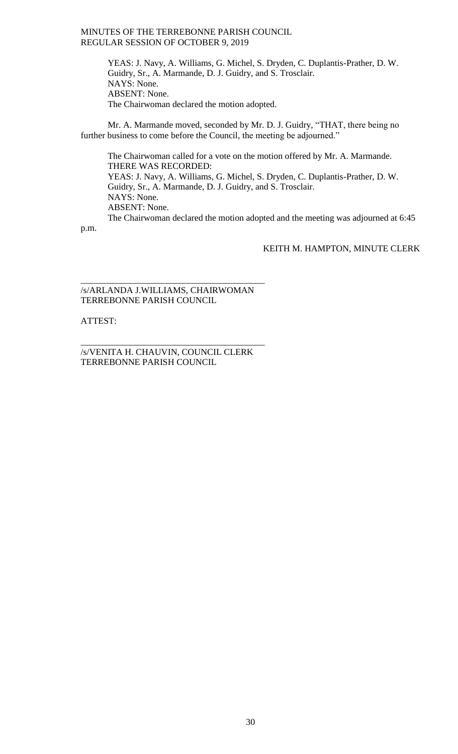YEAS: J. Navy, A. Williams, G. Michel, S. Dryden, C. Duplantis-Prather, D. W. Guidry, Sr., A. Marmande, D. J. Guidry, and S. Trosclair.
NAYS: None.
ABSENT: None.
The Chairwoman declared the motion adopted.

Mr. A. Marmande moved, seconded by Mr. D. J. Guidry, "THAT, there being no further business to come before the Council, the meeting be adjourned."

The Chairwoman called for a vote on the motion offered by Mr. A. Marmande.
THERE WAS RECORDED:
YEAS: J. Navy, A. Williams, G. Michel, S. Dryden, C. Duplantis-Prather, D. W. Guidry, Sr., A. Marmande, D. J. Guidry, and S. Trosclair.
NAYS: None.
ABSENT: None.
The Chairwoman declared the motion adopted and the meeting was adjourned at 6:45 p.m.

KEITH M. HAMPTON, MINUTE CLERK

\_\_\_\_\_\_\_\_\_\_\_\_\_\_\_\_\_\_\_\_\_\_\_\_\_\_\_\_\_\_\_\_\_\_\_\_\_\_\_\_

/s/ARLANDA J.WILLIAMS, CHAIRWOMAN
TERREBONNE PARISH COUNCIL

ATTEST:

\_\_\_\_\_\_\_\_\_\_\_\_\_\_\_\_\_\_\_\_\_\_\_\_\_\_\_\_\_\_\_\_\_\_\_\_\_\_\_\_

/s/VENITA H. CHAUVIN, COUNCIL CLERK
TERREBONNE PARISH COUNCIL